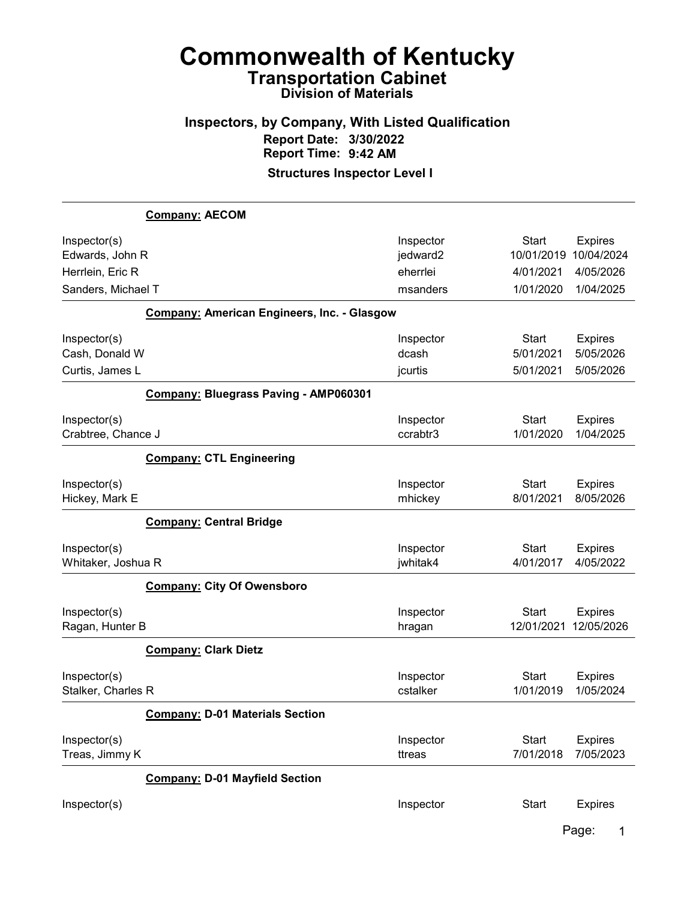# Commonwealth of Kentucky

## Transportation Cabinet

### Division of Materials

### Inspectors, by Company, With Listed Qualification

**Report Date: 3/30/2022**

**Report Time: 9:42 AM**

**Structures Inspector Level I**

---

**Company: AECOM**

| Inspector(s) | Inspector | Start | Expires |
|---|---|---|---|
| Edwards, John R | jedward2 | 10/01/2019 | 10/04/2024 |
| Herrlein, Eric R | eherrlei | 4/01/2021 | 4/05/2026 |
| Sanders, Michael T | msanders | 1/01/2020 | 1/04/2025 |

**Company: American Engineers, Inc. - Glasgow**

| Inspector(s) | Inspector | Start | Expires |
|---|---|---|---|
| Cash, Donald W | dcash | 5/01/2021 | 5/05/2026 |
| Curtis, James L | jcurtis | 5/01/2021 | 5/05/2026 |

**Company: Bluegrass Paving - AMP060301**

| Inspector(s) | Inspector | Start | Expires |
|---|---|---|---|
| Crabtree, Chance J | ccrabtr3 | 1/01/2020 | 1/04/2025 |

**Company: CTL Engineering**

| Inspector(s) | Inspector | Start | Expires |
|---|---|---|---|
| Hickey, Mark E | mhickey | 8/01/2021 | 8/05/2026 |

**Company: Central Bridge**

| Inspector(s) | Inspector | Start | Expires |
|---|---|---|---|
| Whitaker, Joshua R | jwhitak4 | 4/01/2017 | 4/05/2022 |

**Company: City Of Owensboro**

| Inspector(s) | Inspector | Start | Expires |
|---|---|---|---|
| Ragan, Hunter B | hragan | 12/01/2021 | 12/05/2026 |

**Company: Clark Dietz**

| Inspector(s) | Inspector | Start | Expires |
|---|---|---|---|
| Stalker, Charles R | cstalker | 1/01/2019 | 1/05/2024 |

**Company: D-01 Materials Section**

| Inspector(s) | Inspector | Start | Expires |
|---|---|---|---|
| Treas, Jimmy K | ttreas | 7/01/2018 | 7/05/2023 |

**Company: D-01 Mayfield Section**

| Inspector(s) | Inspector | Start | Expires |
|---|---|---|---|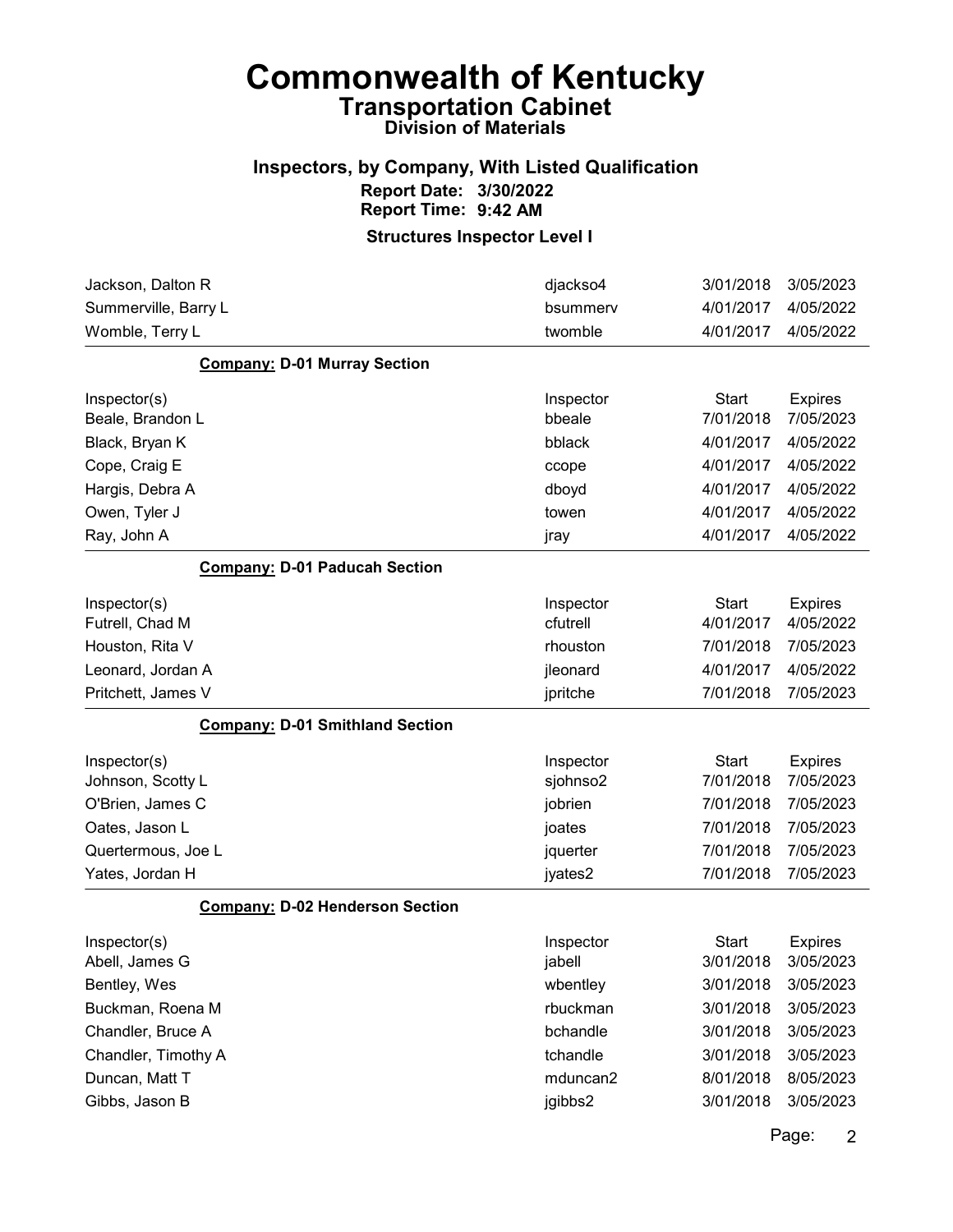# Commonwealth of Kentucky

## Transportation Cabinet

### Division of Materials

### Inspectors, by Company, With Listed Qualification

**Report Date: 3/30/2022**
**Report Time: 9:42 AM**

**Structures Inspector Level I**

| Inspector(s) | Inspector | Start | Expires |
|---|---|---|---|
| Jackson, Dalton R | djackso4 | 3/01/2018 | 3/05/2023 |
| Summerville, Barry L | bsummerv | 4/01/2017 | 4/05/2022 |
| Womble, Terry L | twomble | 4/01/2017 | 4/05/2022 |

**Company: D-01 Murray Section**

| Inspector(s) | Inspector | Start | Expires |
|---|---|---|---|
| Beale, Brandon L | bbeale | 7/01/2018 | 7/05/2023 |
| Black, Bryan K | bblack | 4/01/2017 | 4/05/2022 |
| Cope, Craig E | ccope | 4/01/2017 | 4/05/2022 |
| Hargis, Debra A | dboyd | 4/01/2017 | 4/05/2022 |
| Owen, Tyler J | towen | 4/01/2017 | 4/05/2022 |
| Ray, John A | jray | 4/01/2017 | 4/05/2022 |

**Company: D-01 Paducah Section**

| Inspector(s) | Inspector | Start | Expires |
|---|---|---|---|
| Futrell, Chad M | cfutrell | 4/01/2017 | 4/05/2022 |
| Houston, Rita V | rhouston | 7/01/2018 | 7/05/2023 |
| Leonard, Jordan A | jleonard | 4/01/2017 | 4/05/2022 |
| Pritchett, James V | jpritche | 7/01/2018 | 7/05/2023 |

**Company: D-01 Smithland Section**

| Inspector(s) | Inspector | Start | Expires |
|---|---|---|---|
| Johnson, Scotty L | sjohnso2 | 7/01/2018 | 7/05/2023 |
| O'Brien, James C | jobrien | 7/01/2018 | 7/05/2023 |
| Oates, Jason L | joates | 7/01/2018 | 7/05/2023 |
| Quertermous, Joe L | jquerter | 7/01/2018 | 7/05/2023 |
| Yates, Jordan H | jyates2 | 7/01/2018 | 7/05/2023 |

**Company: D-02 Henderson Section**

| Inspector(s) | Inspector | Start | Expires |
|---|---|---|---|
| Abell, James G | jabell | 3/01/2018 | 3/05/2023 |
| Bentley, Wes | wbentley | 3/01/2018 | 3/05/2023 |
| Buckman, Roena M | rbuckman | 3/01/2018 | 3/05/2023 |
| Chandler, Bruce A | bchandle | 3/01/2018 | 3/05/2023 |
| Chandler, Timothy A | tchandle | 3/01/2018 | 3/05/2023 |
| Duncan, Matt T | mduncan2 | 8/01/2018 | 8/05/2023 |
| Gibbs, Jason B | jgibbs2 | 3/01/2018 | 3/05/2023 |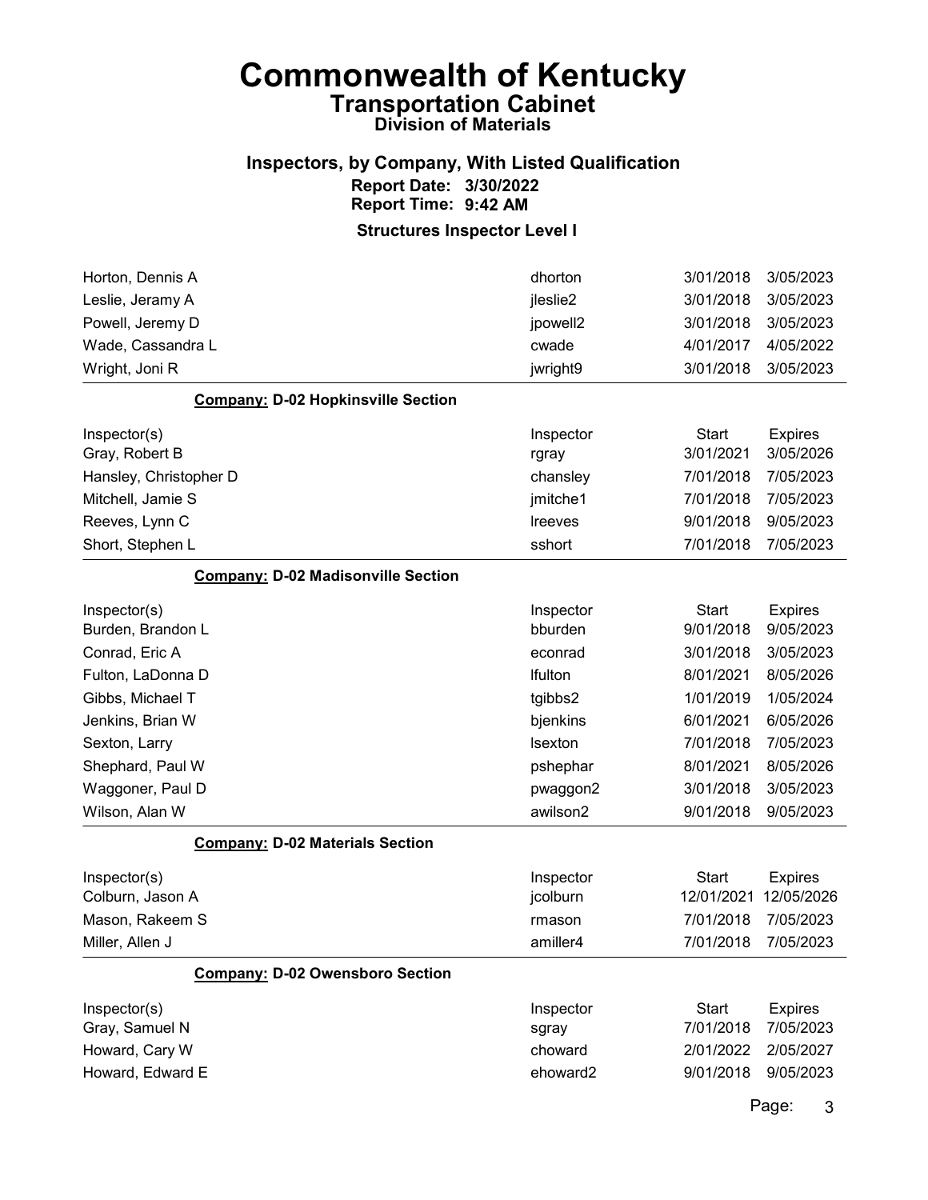# Commonwealth of Kentucky

## Transportation Cabinet

### Division of Materials

### Inspectors, by Company, With Listed Qualification

**Report Date: 3/30/2022**

**Report Time: 9:42 AM**

**Structures Inspector Level I**

| | | | |
|---|---|---|---|
| Horton, Dennis A | dhorton | 3/01/2018 | 3/05/2023 |
| Leslie, Jeramy A | jleslie2 | 3/01/2018 | 3/05/2023 |
| Powell, Jeremy D | jpowell2 | 3/01/2018 | 3/05/2023 |
| Wade, Cassandra L | cwade | 4/01/2017 | 4/05/2022 |
| Wright, Joni R | jwright9 | 3/01/2018 | 3/05/2023 |

**Company: D-02 Hopkinsville Section**

| Inspector(s) | Inspector | Start | Expires |
|---|---|---|---|
| Gray, Robert B | rgray | 3/01/2021 | 3/05/2026 |
| Hansley, Christopher D | chansley | 7/01/2018 | 7/05/2023 |
| Mitchell, Jamie S | jmitche1 | 7/01/2018 | 7/05/2023 |
| Reeves, Lynn C | lreeves | 9/01/2018 | 9/05/2023 |
| Short, Stephen L | sshort | 7/01/2018 | 7/05/2023 |

**Company: D-02 Madisonville Section**

| Inspector(s) | Inspector | Start | Expires |
|---|---|---|---|
| Burden, Brandon L | bburden | 9/01/2018 | 9/05/2023 |
| Conrad, Eric A | econrad | 3/01/2018 | 3/05/2023 |
| Fulton, LaDonna D | lfulton | 8/01/2021 | 8/05/2026 |
| Gibbs, Michael T | tgibbs2 | 1/01/2019 | 1/05/2024 |
| Jenkins, Brian W | bjenkins | 6/01/2021 | 6/05/2026 |
| Sexton, Larry | lsexton | 7/01/2018 | 7/05/2023 |
| Shephard, Paul W | pshephar | 8/01/2021 | 8/05/2026 |
| Waggoner, Paul D | pwaggon2 | 3/01/2018 | 3/05/2023 |
| Wilson, Alan W | awilson2 | 9/01/2018 | 9/05/2023 |

**Company: D-02 Materials Section**

| Inspector(s) | Inspector | Start | Expires |
|---|---|---|---|
| Colburn, Jason A | jcolburn | 12/01/2021 | 12/05/2026 |
| Mason, Rakeem S | rmason | 7/01/2018 | 7/05/2023 |
| Miller, Allen J | amiller4 | 7/01/2018 | 7/05/2023 |

**Company: D-02 Owensboro Section**

| Inspector(s) | Inspector | Start | Expires |
|---|---|---|---|
| Gray, Samuel N | sgray | 7/01/2018 | 7/05/2023 |
| Howard, Cary W | choward | 2/01/2022 | 2/05/2027 |
| Howard, Edward E | ehoward2 | 9/01/2018 | 9/05/2023 |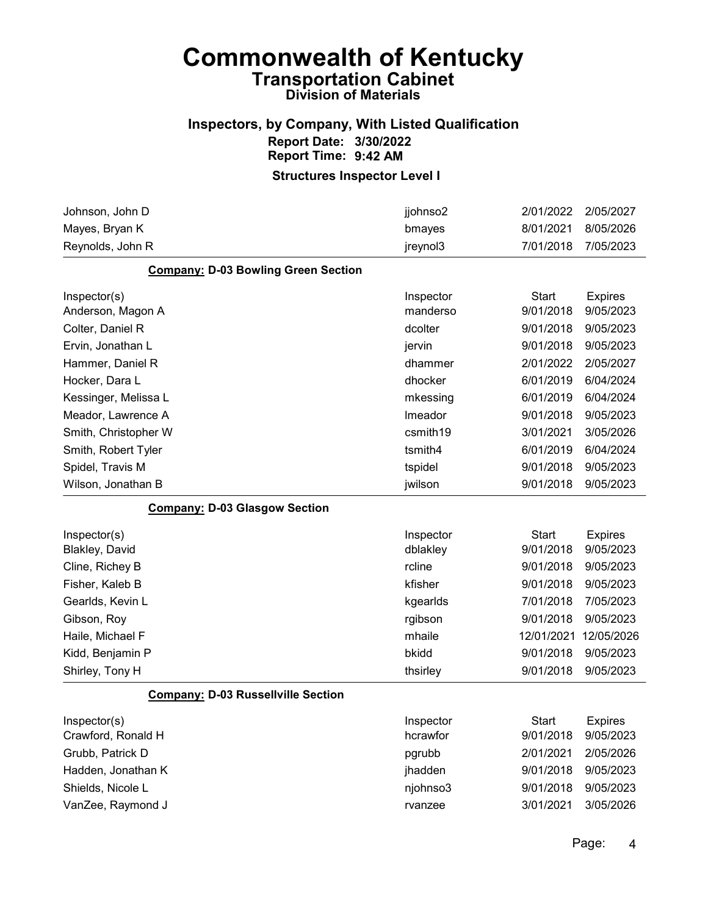# Commonwealth of Kentucky

## Transportation Cabinet

### Division of Materials

### Inspectors, by Company, With Listed Qualification

**Report Date: 3/30/2022**

**Report Time: 9:42 AM**

**Structures Inspector Level I**

| | | | |
|---|---|---|---|
| Johnson, John D | jjohnso2 | 2/01/2022 | 2/05/2027 |
| Mayes, Bryan K | bmayes | 8/01/2021 | 8/05/2026 |
| Reynolds, John R | jreynol3 | 7/01/2018 | 7/05/2023 |

**Company: D-03 Bowling Green Section**

| Inspector(s) | Inspector | Start | Expires |
|---|---|---|---|
| Anderson, Magon A | manderso | 9/01/2018 | 9/05/2023 |
| Colter, Daniel R | dcolter | 9/01/2018 | 9/05/2023 |
| Ervin, Jonathan L | jervin | 9/01/2018 | 9/05/2023 |
| Hammer, Daniel R | dhammer | 2/01/2022 | 2/05/2027 |
| Hocker, Dara L | dhocker | 6/01/2019 | 6/04/2024 |
| Kessinger, Melissa L | mkessing | 6/01/2019 | 6/04/2024 |
| Meador, Lawrence A | lmeador | 9/01/2018 | 9/05/2023 |
| Smith, Christopher W | csmith19 | 3/01/2021 | 3/05/2026 |
| Smith, Robert Tyler | tsmith4 | 6/01/2019 | 6/04/2024 |
| Spidel, Travis M | tspidel | 9/01/2018 | 9/05/2023 |
| Wilson, Jonathan B | jwilson | 9/01/2018 | 9/05/2023 |

**Company: D-03 Glasgow Section**

| Inspector(s) | Inspector | Start | Expires |
|---|---|---|---|
| Blakley, David | dblakley | 9/01/2018 | 9/05/2023 |
| Cline, Richey B | rcline | 9/01/2018 | 9/05/2023 |
| Fisher, Kaleb B | kfisher | 9/01/2018 | 9/05/2023 |
| Gearlds, Kevin L | kgearlds | 7/01/2018 | 7/05/2023 |
| Gibson, Roy | rgibson | 9/01/2018 | 9/05/2023 |
| Haile, Michael F | mhaile | 12/01/2021 | 12/05/2026 |
| Kidd, Benjamin P | bkidd | 9/01/2018 | 9/05/2023 |
| Shirley, Tony H | thsirley | 9/01/2018 | 9/05/2023 |

**Company: D-03 Russellville Section**

| Inspector(s) | Inspector | Start | Expires |
|---|---|---|---|
| Crawford, Ronald H | hcrawfor | 9/01/2018 | 9/05/2023 |
| Grubb, Patrick D | pgrubb | 2/01/2021 | 2/05/2026 |
| Hadden, Jonathan K | jhadden | 9/01/2018 | 9/05/2023 |
| Shields, Nicole L | njohnso3 | 9/01/2018 | 9/05/2023 |
| VanZee, Raymond J | rvanzee | 3/01/2021 | 3/05/2026 |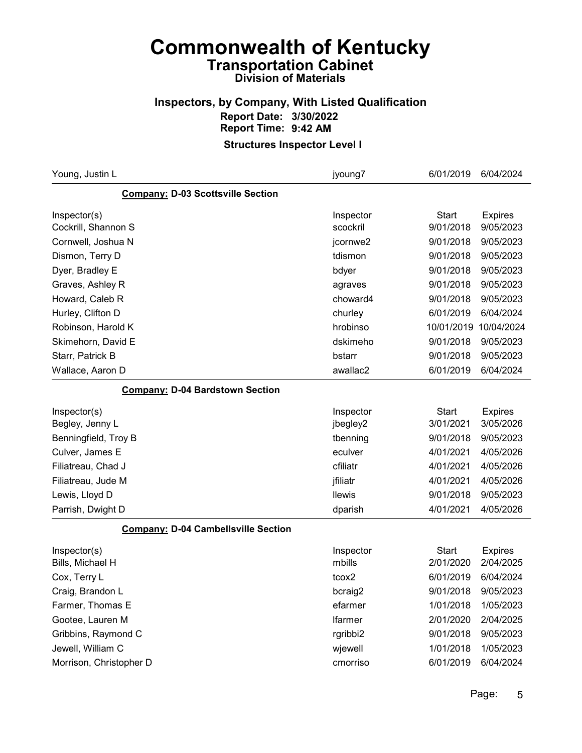# Commonwealth of Kentucky

## Transportation Cabinet

### Division of Materials

### Inspectors, by Company, With Listed Qualification

**Report Date: 3/30/2022**

**Report Time: 9:42 AM**

**Structures Inspector Level I**

| | | | |
|---|---|---|---|
| Young, Justin L | jyoung7 | 6/01/2019 | 6/04/2024 |

**Company: D-03 Scottsville Section**

| Inspector(s) | Inspector | Start | Expires |
|---|---|---|---|
| Cockrill, Shannon S | scockril | 9/01/2018 | 9/05/2023 |
| Cornwell, Joshua N | jcornwe2 | 9/01/2018 | 9/05/2023 |
| Dismon, Terry D | tdismon | 9/01/2018 | 9/05/2023 |
| Dyer, Bradley E | bdyer | 9/01/2018 | 9/05/2023 |
| Graves, Ashley R | agraves | 9/01/2018 | 9/05/2023 |
| Howard, Caleb R | choward4 | 9/01/2018 | 9/05/2023 |
| Hurley, Clifton D | churley | 6/01/2019 | 6/04/2024 |
| Robinson, Harold K | hrobinso | 10/01/2019 | 10/04/2024 |
| Skimehorn, David E | dskimeho | 9/01/2018 | 9/05/2023 |
| Starr, Patrick B | bstarr | 9/01/2018 | 9/05/2023 |
| Wallace, Aaron D | awallac2 | 6/01/2019 | 6/04/2024 |

**Company: D-04 Bardstown Section**

| Inspector(s) | Inspector | Start | Expires |
|---|---|---|---|
| Begley, Jenny L | jbegley2 | 3/01/2021 | 3/05/2026 |
| Benningfield, Troy B | tbenning | 9/01/2018 | 9/05/2023 |
| Culver, James E | eculver | 4/01/2021 | 4/05/2026 |
| Filiatreau, Chad J | cfiliatr | 4/01/2021 | 4/05/2026 |
| Filiatreau, Jude M | jfiliatr | 4/01/2021 | 4/05/2026 |
| Lewis, Lloyd D | llewis | 9/01/2018 | 9/05/2023 |
| Parrish, Dwight D | dparish | 4/01/2021 | 4/05/2026 |

**Company: D-04 Cambellsville Section**

| Inspector(s) | Inspector | Start | Expires |
|---|---|---|---|
| Bills, Michael H | mbills | 2/01/2020 | 2/04/2025 |
| Cox, Terry L | tcox2 | 6/01/2019 | 6/04/2024 |
| Craig, Brandon L | bcraig2 | 9/01/2018 | 9/05/2023 |
| Farmer, Thomas E | efarmer | 1/01/2018 | 1/05/2023 |
| Gootee, Lauren M | lfarmer | 2/01/2020 | 2/04/2025 |
| Gribbins, Raymond C | rgribbi2 | 9/01/2018 | 9/05/2023 |
| Jewell, William C | wjewell | 1/01/2018 | 1/05/2023 |
| Morrison, Christopher D | cmorriso | 6/01/2019 | 6/04/2024 |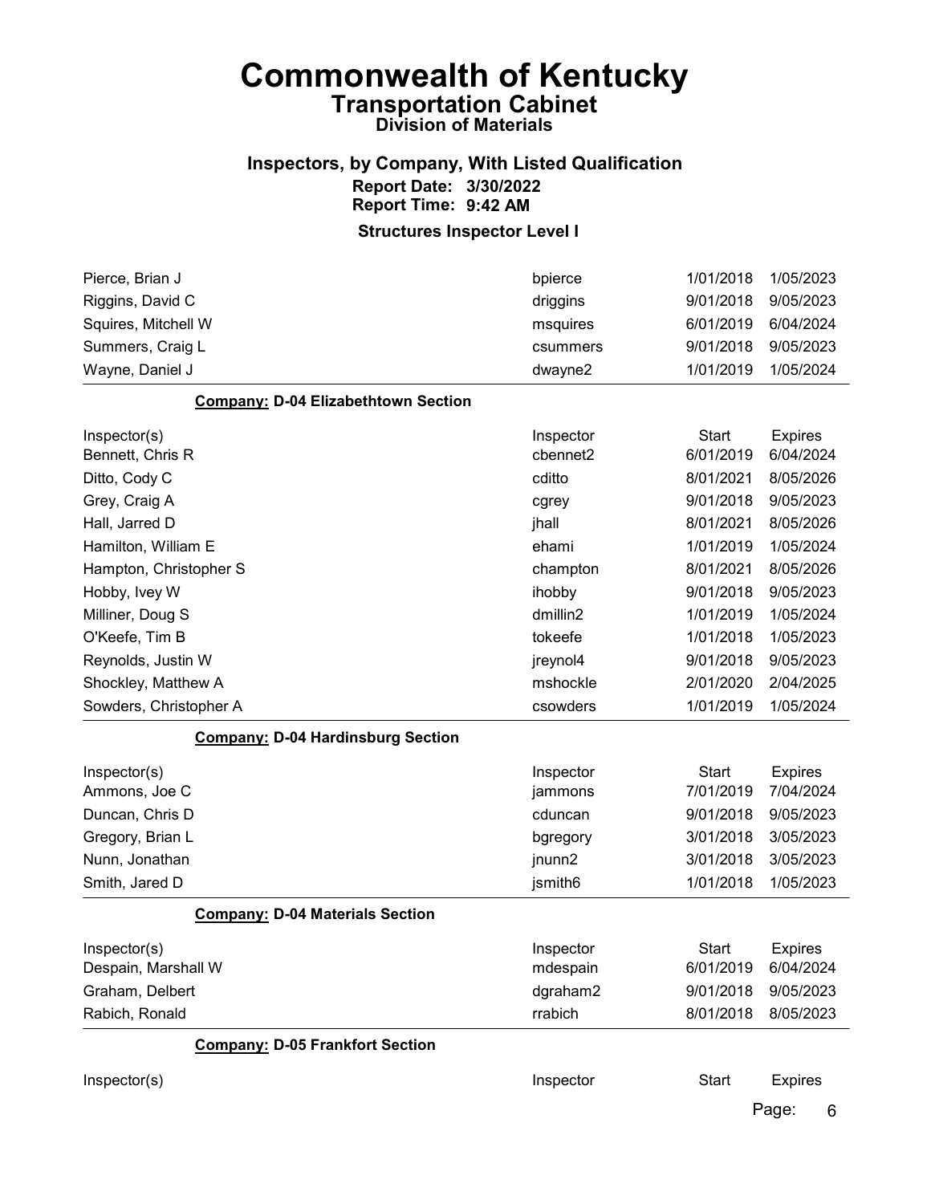# Commonwealth of Kentucky

## Transportation Cabinet

### Division of Materials

### Inspectors, by Company, With Listed Qualification

**Report Date: 3/30/2022**
**Report Time: 9:42 AM**

**Structures Inspector Level I**

| Inspector(s) | Inspector | Start | Expires |
|---|---|---|---|
| Pierce, Brian J | bpierce | 1/01/2018 | 1/05/2023 |
| Riggins, David C | driggins | 9/01/2018 | 9/05/2023 |
| Squires, Mitchell W | msquires | 6/01/2019 | 6/04/2024 |
| Summers, Craig L | csummers | 9/01/2018 | 9/05/2023 |
| Wayne, Daniel J | dwayne2 | 1/01/2019 | 1/05/2024 |

**Company: D-04 Elizabethtown Section**

| Inspector(s) | Inspector | Start | Expires |
|---|---|---|---|
| Bennett, Chris R | cbennet2 | 6/01/2019 | 6/04/2024 |
| Ditto, Cody C | cditto | 8/01/2021 | 8/05/2026 |
| Grey, Craig A | cgrey | 9/01/2018 | 9/05/2023 |
| Hall, Jarred D | jhall | 8/01/2021 | 8/05/2026 |
| Hamilton, William E | ehami | 1/01/2019 | 1/05/2024 |
| Hampton, Christopher S | champton | 8/01/2021 | 8/05/2026 |
| Hobby, Ivey W | ihobby | 9/01/2018 | 9/05/2023 |
| Milliner, Doug S | dmillin2 | 1/01/2019 | 1/05/2024 |
| O'Keefe, Tim B | tokeefe | 1/01/2018 | 1/05/2023 |
| Reynolds, Justin W | jreynol4 | 9/01/2018 | 9/05/2023 |
| Shockley, Matthew A | mshockle | 2/01/2020 | 2/04/2025 |
| Sowders, Christopher A | csowders | 1/01/2019 | 1/05/2024 |

**Company: D-04 Hardinsburg Section**

| Inspector(s) | Inspector | Start | Expires |
|---|---|---|---|
| Ammons, Joe C | jammons | 7/01/2019 | 7/04/2024 |
| Duncan, Chris D | cduncan | 9/01/2018 | 9/05/2023 |
| Gregory, Brian L | bgregory | 3/01/2018 | 3/05/2023 |
| Nunn, Jonathan | jnunn2 | 3/01/2018 | 3/05/2023 |
| Smith, Jared D | jsmith6 | 1/01/2018 | 1/05/2023 |

**Company: D-04 Materials Section**

| Inspector(s) | Inspector | Start | Expires |
|---|---|---|---|
| Despain, Marshall W | mdespain | 6/01/2019 | 6/04/2024 |
| Graham, Delbert | dgraham2 | 9/01/2018 | 9/05/2023 |
| Rabich, Ronald | rrabich | 8/01/2018 | 8/05/2023 |

**Company: D-05 Frankfort Section**

| Inspector(s) | Inspector | Start | Expires |
|---|---|---|---|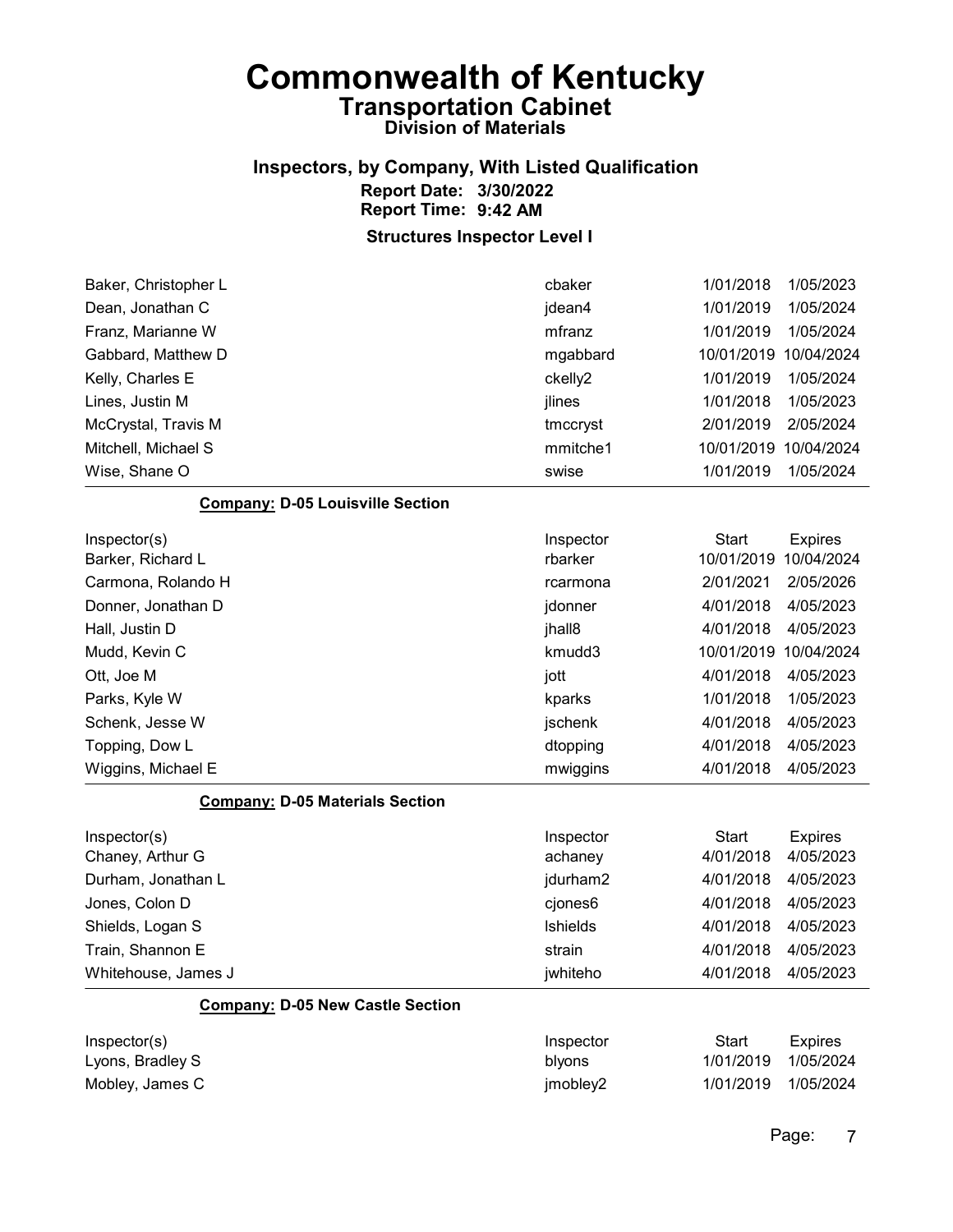# Commonwealth of Kentucky
## Transportation Cabinet
### Division of Materials

### Inspectors, by Company, With Listed Qualification
**Report Date: 3/30/2022**
**Report Time: 9:42 AM**

**Structures Inspector Level I**

| Inspector(s) | Inspector | Start | Expires |
|---|---|---|---|
| Baker, Christopher L | cbaker | 1/01/2018 | 1/05/2023 |
| Dean, Jonathan C | jdean4 | 1/01/2019 | 1/05/2024 |
| Franz, Marianne W | mfranz | 1/01/2019 | 1/05/2024 |
| Gabbard, Matthew D | mgabbard | 10/01/2019 | 10/04/2024 |
| Kelly, Charles E | ckelly2 | 1/01/2019 | 1/05/2024 |
| Lines, Justin M | jlines | 1/01/2018 | 1/05/2023 |
| McCrystal, Travis M | tmccryst | 2/01/2019 | 2/05/2024 |
| Mitchell, Michael S | mmitche1 | 10/01/2019 | 10/04/2024 |
| Wise, Shane O | swise | 1/01/2019 | 1/05/2024 |

**Company: D-05 Louisville Section**

| Inspector(s) | Inspector | Start | Expires |
|---|---|---|---|
| Barker, Richard L | rbarker | 10/01/2019 | 10/04/2024 |
| Carmona, Rolando H | rcarmona | 2/01/2021 | 2/05/2026 |
| Donner, Jonathan D | jdonner | 4/01/2018 | 4/05/2023 |
| Hall, Justin D | jhall8 | 4/01/2018 | 4/05/2023 |
| Mudd, Kevin C | kmudd3 | 10/01/2019 | 10/04/2024 |
| Ott, Joe M | jott | 4/01/2018 | 4/05/2023 |
| Parks, Kyle W | kparks | 1/01/2018 | 1/05/2023 |
| Schenk, Jesse W | jschenk | 4/01/2018 | 4/05/2023 |
| Topping, Dow L | dtopping | 4/01/2018 | 4/05/2023 |
| Wiggins, Michael E | mwiggins | 4/01/2018 | 4/05/2023 |

**Company: D-05 Materials Section**

| Inspector(s) | Inspector | Start | Expires |
|---|---|---|---|
| Chaney, Arthur G | achaney | 4/01/2018 | 4/05/2023 |
| Durham, Jonathan L | jdurham2 | 4/01/2018 | 4/05/2023 |
| Jones, Colon D | cjones6 | 4/01/2018 | 4/05/2023 |
| Shields, Logan S | lshields | 4/01/2018 | 4/05/2023 |
| Train, Shannon E | strain | 4/01/2018 | 4/05/2023 |
| Whitehouse, James J | jwhiteho | 4/01/2018 | 4/05/2023 |

**Company: D-05 New Castle Section**

| Inspector(s) | Inspector | Start | Expires |
|---|---|---|---|
| Lyons, Bradley S | blyons | 1/01/2019 | 1/05/2024 |
| Mobley, James C | jmobley2 | 1/01/2019 | 1/05/2024 |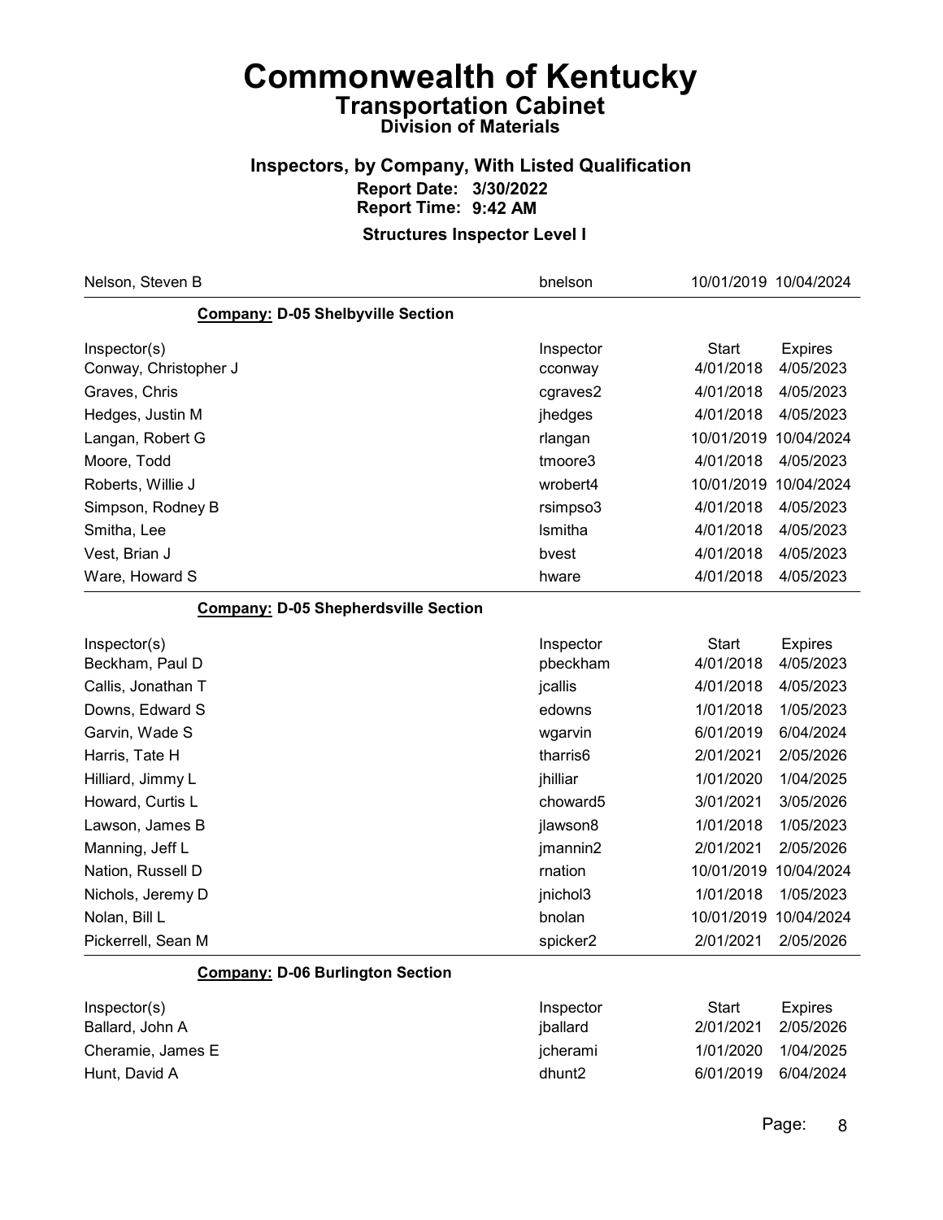# Commonwealth of Kentucky
## Transportation Cabinet
### Division of Materials

### Inspectors, by Company, With Listed Qualification
**Report Date: 3/30/2022**
**Report Time: 9:42 AM**

**Structures Inspector Level I**

| | | | |
|---|---|---|---|
| Nelson, Steven B | bnelson | 10/01/2019 | 10/04/2024 |

**Company: D-05 Shelbyville Section**

| Inspector(s) | Inspector | Start | Expires |
|---|---|---|---|
| Conway, Christopher J | cconway | 4/01/2018 | 4/05/2023 |
| Graves, Chris | cgraves2 | 4/01/2018 | 4/05/2023 |
| Hedges, Justin M | jhedges | 4/01/2018 | 4/05/2023 |
| Langan, Robert G | rlangan | 10/01/2019 | 10/04/2024 |
| Moore, Todd | tmoore3 | 4/01/2018 | 4/05/2023 |
| Roberts, Willie J | wrobert4 | 10/01/2019 | 10/04/2024 |
| Simpson, Rodney B | rsimpso3 | 4/01/2018 | 4/05/2023 |
| Smitha, Lee | lsmitha | 4/01/2018 | 4/05/2023 |
| Vest, Brian J | bvest | 4/01/2018 | 4/05/2023 |
| Ware, Howard S | hware | 4/01/2018 | 4/05/2023 |

**Company: D-05 Shepherdsville Section**

| Inspector(s) | Inspector | Start | Expires |
|---|---|---|---|
| Beckham, Paul D | pbeckham | 4/01/2018 | 4/05/2023 |
| Callis, Jonathan T | jcallis | 4/01/2018 | 4/05/2023 |
| Downs, Edward S | edowns | 1/01/2018 | 1/05/2023 |
| Garvin, Wade S | wgarvin | 6/01/2019 | 6/04/2024 |
| Harris, Tate H | tharris6 | 2/01/2021 | 2/05/2026 |
| Hilliard, Jimmy L | jhilliar | 1/01/2020 | 1/04/2025 |
| Howard, Curtis L | choward5 | 3/01/2021 | 3/05/2026 |
| Lawson, James B | jlawson8 | 1/01/2018 | 1/05/2023 |
| Manning, Jeff L | jmannin2 | 2/01/2021 | 2/05/2026 |
| Nation, Russell D | rnation | 10/01/2019 | 10/04/2024 |
| Nichols, Jeremy D | jnichol3 | 1/01/2018 | 1/05/2023 |
| Nolan, Bill L | bnolan | 10/01/2019 | 10/04/2024 |
| Pickerrell, Sean M | spicker2 | 2/01/2021 | 2/05/2026 |

**Company: D-06 Burlington Section**

| Inspector(s) | Inspector | Start | Expires |
|---|---|---|---|
| Ballard, John A | jballard | 2/01/2021 | 2/05/2026 |
| Cheramie, James E | jcherami | 1/01/2020 | 1/04/2025 |
| Hunt, David A | dhunt2 | 6/01/2019 | 6/04/2024 |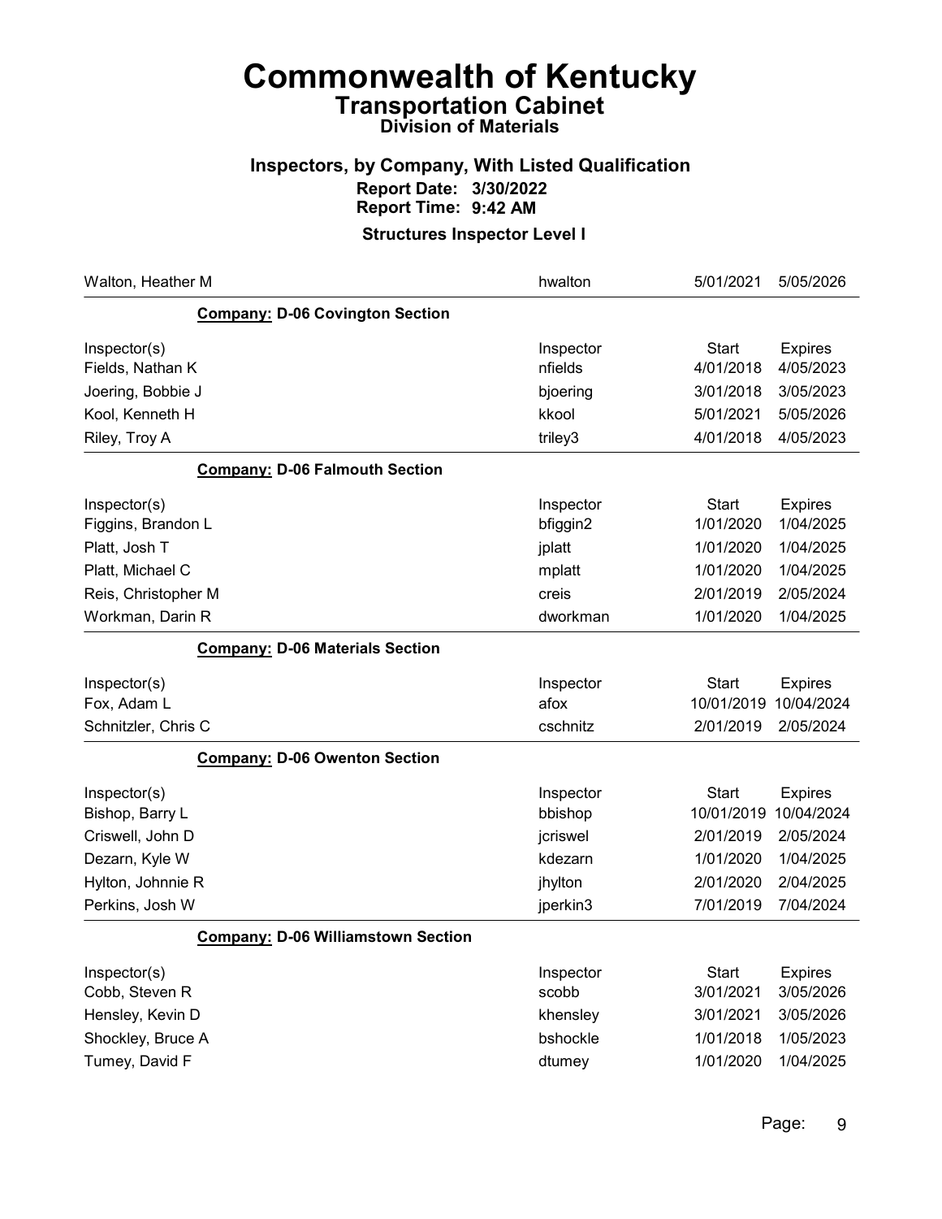# Commonwealth of Kentucky

## Transportation Cabinet

### Division of Materials

### Inspectors, by Company, With Listed Qualification

**Report Date: 3/30/2022**
**Report Time: 9:42 AM**

**Structures Inspector Level I**

| | | | |
|---|---|---|---|
| Walton, Heather M | hwalton | 5/01/2021 | 5/05/2026 |

**Company: D-06 Covington Section**

| Inspector(s) | Inspector | Start | Expires |
|---|---|---|---|
| Fields, Nathan K | nfields | 4/01/2018 | 4/05/2023 |
| Joering, Bobbie J | bjoering | 3/01/2018 | 3/05/2023 |
| Kool, Kenneth H | kkool | 5/01/2021 | 5/05/2026 |
| Riley, Troy A | triley3 | 4/01/2018 | 4/05/2023 |

**Company: D-06 Falmouth Section**

| Inspector(s) | Inspector | Start | Expires |
|---|---|---|---|
| Figgins, Brandon L | bfiggin2 | 1/01/2020 | 1/04/2025 |
| Platt, Josh T | jplatt | 1/01/2020 | 1/04/2025 |
| Platt, Michael C | mplatt | 1/01/2020 | 1/04/2025 |
| Reis, Christopher M | creis | 2/01/2019 | 2/05/2024 |
| Workman, Darin R | dworkman | 1/01/2020 | 1/04/2025 |

**Company: D-06 Materials Section**

| Inspector(s) | Inspector | Start | Expires |
|---|---|---|---|
| Fox, Adam L | afox | 10/01/2019 | 10/04/2024 |
| Schnitzler, Chris C | cschnitz | 2/01/2019 | 2/05/2024 |

**Company: D-06 Owenton Section**

| Inspector(s) | Inspector | Start | Expires |
|---|---|---|---|
| Bishop, Barry L | bbishop | 10/01/2019 | 10/04/2024 |
| Criswell, John D | jcriswel | 2/01/2019 | 2/05/2024 |
| Dezarn, Kyle W | kdezarn | 1/01/2020 | 1/04/2025 |
| Hylton, Johnnie R | jhylton | 2/01/2020 | 2/04/2025 |
| Perkins, Josh W | jperkin3 | 7/01/2019 | 7/04/2024 |

**Company: D-06 Williamstown Section**

| Inspector(s) | Inspector | Start | Expires |
|---|---|---|---|
| Cobb, Steven R | scobb | 3/01/2021 | 3/05/2026 |
| Hensley, Kevin D | khensley | 3/01/2021 | 3/05/2026 |
| Shockley, Bruce A | bshockle | 1/01/2018 | 1/05/2023 |
| Tumey, David F | dtumey | 1/01/2020 | 1/04/2025 |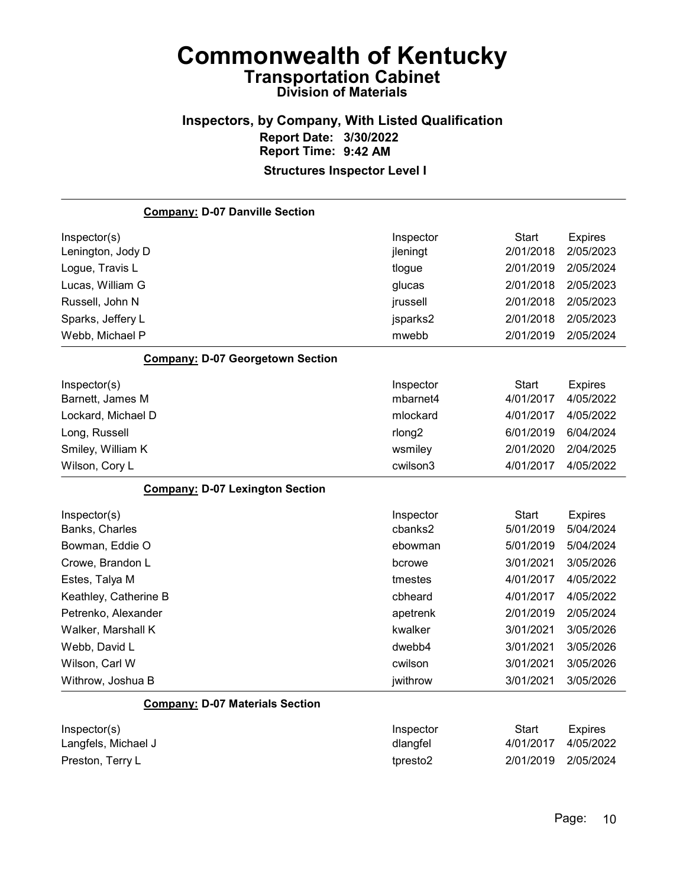# Commonwealth of Kentucky

## Transportation Cabinet

### Division of Materials

### Inspectors, by Company, With Listed Qualification

**Report Date: 3/30/2022**

**Report Time: 9:42 AM**

**Structures Inspector Level I**

**Company: D-07 Danville Section**

| Inspector(s) | Inspector | Start | Expires |
|---|---|---|---|
| Lenington, Jody D | jleningt | 2/01/2018 | 2/05/2023 |
| Logue, Travis L | tlogue | 2/01/2019 | 2/05/2024 |
| Lucas, William G | glucas | 2/01/2018 | 2/05/2023 |
| Russell, John N | jrussell | 2/01/2018 | 2/05/2023 |
| Sparks, Jeffery L | jsparks2 | 2/01/2018 | 2/05/2023 |
| Webb, Michael P | mwebb | 2/01/2019 | 2/05/2024 |

**Company: D-07 Georgetown Section**

| Inspector(s) | Inspector | Start | Expires |
|---|---|---|---|
| Barnett, James M | mbarnet4 | 4/01/2017 | 4/05/2022 |
| Lockard, Michael D | mlockard | 4/01/2017 | 4/05/2022 |
| Long, Russell | rlong2 | 6/01/2019 | 6/04/2024 |
| Smiley, William K | wsmiley | 2/01/2020 | 2/04/2025 |
| Wilson, Cory L | cwilson3 | 4/01/2017 | 4/05/2022 |

**Company: D-07 Lexington Section**

| Inspector(s) | Inspector | Start | Expires |
|---|---|---|---|
| Banks, Charles | cbanks2 | 5/01/2019 | 5/04/2024 |
| Bowman, Eddie O | ebowman | 5/01/2019 | 5/04/2024 |
| Crowe, Brandon L | bcrowe | 3/01/2021 | 3/05/2026 |
| Estes, Talya M | tmestes | 4/01/2017 | 4/05/2022 |
| Keathley, Catherine B | cbheard | 4/01/2017 | 4/05/2022 |
| Petrenko, Alexander | apetrenk | 2/01/2019 | 2/05/2024 |
| Walker, Marshall K | kwalker | 3/01/2021 | 3/05/2026 |
| Webb, David L | dwebb4 | 3/01/2021 | 3/05/2026 |
| Wilson, Carl W | cwilson | 3/01/2021 | 3/05/2026 |
| Withrow, Joshua B | jwithrow | 3/01/2021 | 3/05/2026 |

**Company: D-07 Materials Section**

| Inspector(s) | Inspector | Start | Expires |
|---|---|---|---|
| Langfels, Michael J | dlangfel | 4/01/2017 | 4/05/2022 |
| Preston, Terry L | tpresto2 | 2/01/2019 | 2/05/2024 |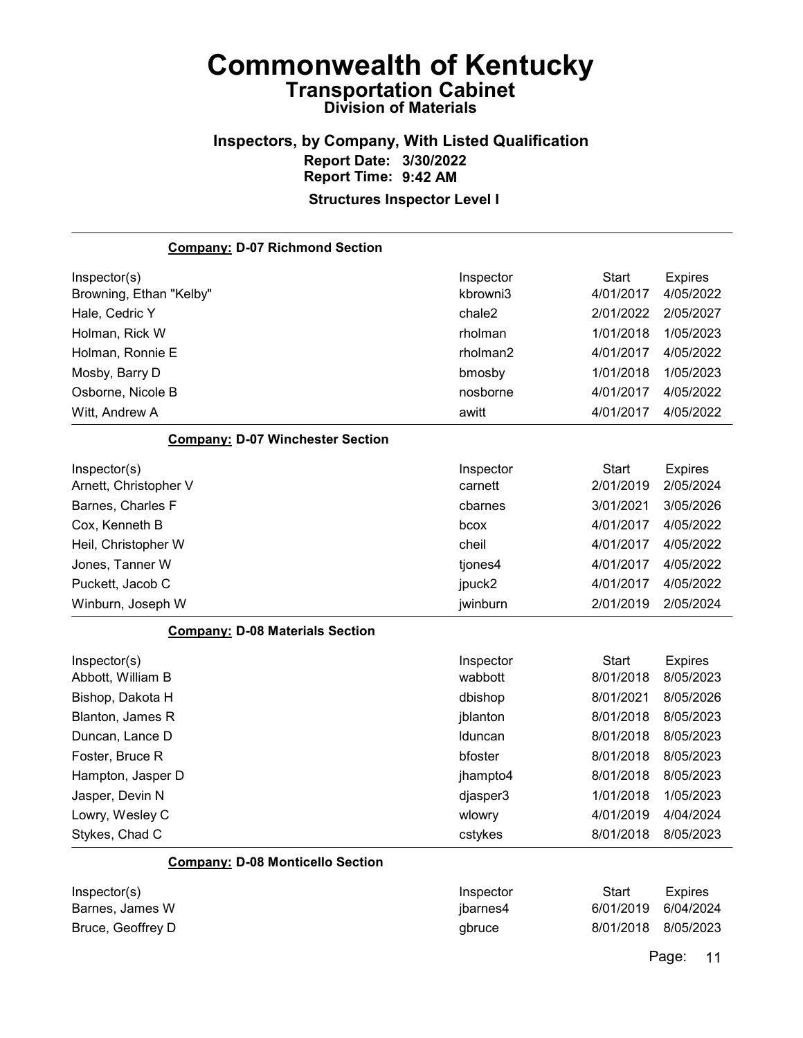# Commonwealth of Kentucky

## Transportation Cabinet

### Division of Materials

### Inspectors, by Company, With Listed Qualification

**Report Date:** 3/30/2022
**Report Time:** 9:42 AM

**Structures Inspector Level I**

**Company: D-07 Richmond Section**

| Inspector(s) | Inspector | Start | Expires |
|---|---|---|---|
| Browning, Ethan "Kelby" | kbrowni3 | 4/01/2017 | 4/05/2022 |
| Hale, Cedric Y | chale2 | 2/01/2022 | 2/05/2027 |
| Holman, Rick W | rholman | 1/01/2018 | 1/05/2023 |
| Holman, Ronnie E | rholman2 | 4/01/2017 | 4/05/2022 |
| Mosby, Barry D | bmosby | 1/01/2018 | 1/05/2023 |
| Osborne, Nicole B | nosborne | 4/01/2017 | 4/05/2022 |
| Witt, Andrew A | awitt | 4/01/2017 | 4/05/2022 |

**Company: D-07 Winchester Section**

| Inspector(s) | Inspector | Start | Expires |
|---|---|---|---|
| Arnett, Christopher V | carnett | 2/01/2019 | 2/05/2024 |
| Barnes, Charles F | cbarnes | 3/01/2021 | 3/05/2026 |
| Cox, Kenneth B | bcox | 4/01/2017 | 4/05/2022 |
| Heil, Christopher W | cheil | 4/01/2017 | 4/05/2022 |
| Jones, Tanner W | tjones4 | 4/01/2017 | 4/05/2022 |
| Puckett, Jacob C | jpuck2 | 4/01/2017 | 4/05/2022 |
| Winburn, Joseph W | jwinburn | 2/01/2019 | 2/05/2024 |

**Company: D-08 Materials Section**

| Inspector(s) | Inspector | Start | Expires |
|---|---|---|---|
| Abbott, William B | wabbott | 8/01/2018 | 8/05/2023 |
| Bishop, Dakota H | dbishop | 8/01/2021 | 8/05/2026 |
| Blanton, James R | jblanton | 8/01/2018 | 8/05/2023 |
| Duncan, Lance D | lduncan | 8/01/2018 | 8/05/2023 |
| Foster, Bruce R | bfoster | 8/01/2018 | 8/05/2023 |
| Hampton, Jasper D | jhampto4 | 8/01/2018 | 8/05/2023 |
| Jasper, Devin N | djasper3 | 1/01/2018 | 1/05/2023 |
| Lowry, Wesley C | wlowry | 4/01/2019 | 4/04/2024 |
| Stykes, Chad C | cstykes | 8/01/2018 | 8/05/2023 |

**Company: D-08 Monticello Section**

| Inspector(s) | Inspector | Start | Expires |
|---|---|---|---|
| Barnes, James W | jbarnes4 | 6/01/2019 | 6/04/2024 |
| Bruce, Geoffrey D | gbruce | 8/01/2018 | 8/05/2023 |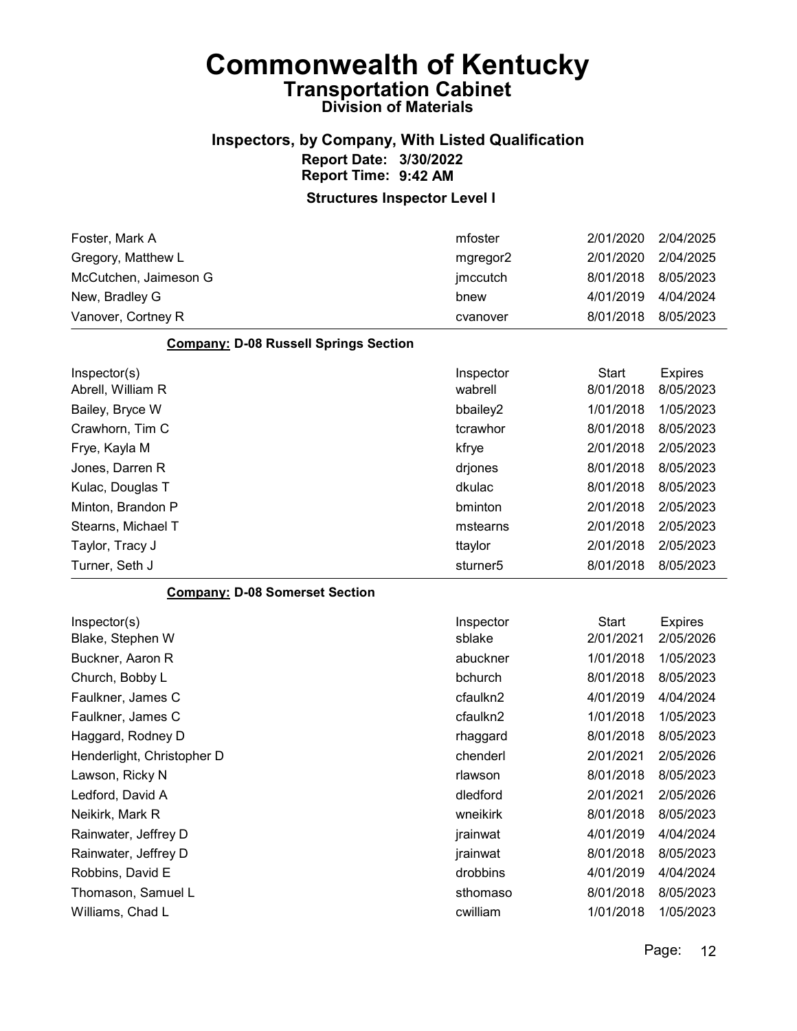# Commonwealth of Kentucky

## Transportation Cabinet

### Division of Materials

### Inspectors, by Company, With Listed Qualification

**Report Date: 3/30/2022**
**Report Time: 9:42 AM**

**Structures Inspector Level I**

| Inspector(s) | Inspector | Start | Expires |
|---|---|---|---|
| Foster, Mark A | mfoster | 2/01/2020 | 2/04/2025 |
| Gregory, Matthew L | mgregor2 | 2/01/2020 | 2/04/2025 |
| McCutchen, Jaimeson G | jmccutch | 8/01/2018 | 8/05/2023 |
| New, Bradley G | bnew | 4/01/2019 | 4/04/2024 |
| Vanover, Cortney R | cvanover | 8/01/2018 | 8/05/2023 |

**Company: D-08 Russell Springs Section**

| Inspector(s) | Inspector | Start | Expires |
|---|---|---|---|
| Abrell, William R | wabrell | 8/01/2018 | 8/05/2023 |
| Bailey, Bryce W | bbailey2 | 1/01/2018 | 1/05/2023 |
| Crawhorn, Tim C | tcrawhor | 8/01/2018 | 8/05/2023 |
| Frye, Kayla M | kfrye | 2/01/2018 | 2/05/2023 |
| Jones, Darren R | drjones | 8/01/2018 | 8/05/2023 |
| Kulac, Douglas T | dkulac | 8/01/2018 | 8/05/2023 |
| Minton, Brandon P | bminton | 2/01/2018 | 2/05/2023 |
| Stearns, Michael T | mstearns | 2/01/2018 | 2/05/2023 |
| Taylor, Tracy J | ttaylor | 2/01/2018 | 2/05/2023 |
| Turner, Seth J | sturner5 | 8/01/2018 | 8/05/2023 |

**Company: D-08 Somerset Section**

| Inspector(s) | Inspector | Start | Expires |
|---|---|---|---|
| Blake, Stephen W | sblake | 2/01/2021 | 2/05/2026 |
| Buckner, Aaron R | abuckner | 1/01/2018 | 1/05/2023 |
| Church, Bobby L | bchurch | 8/01/2018 | 8/05/2023 |
| Faulkner, James C | cfaulkn2 | 4/01/2019 | 4/04/2024 |
| Faulkner, James C | cfaulkn2 | 1/01/2018 | 1/05/2023 |
| Haggard, Rodney D | rhaggard | 8/01/2018 | 8/05/2023 |
| Henderlight, Christopher D | chenderl | 2/01/2021 | 2/05/2026 |
| Lawson, Ricky N | rlawson | 8/01/2018 | 8/05/2023 |
| Ledford, David A | dledford | 2/01/2021 | 2/05/2026 |
| Neikirk, Mark R | wneikirk | 8/01/2018 | 8/05/2023 |
| Rainwater, Jeffrey D | jrainwat | 4/01/2019 | 4/04/2024 |
| Rainwater, Jeffrey D | jrainwat | 8/01/2018 | 8/05/2023 |
| Robbins, David E | drobbins | 4/01/2019 | 4/04/2024 |
| Thomason, Samuel L | sthomaso | 8/01/2018 | 8/05/2023 |
| Williams, Chad L | cwilliam | 1/01/2018 | 1/05/2023 |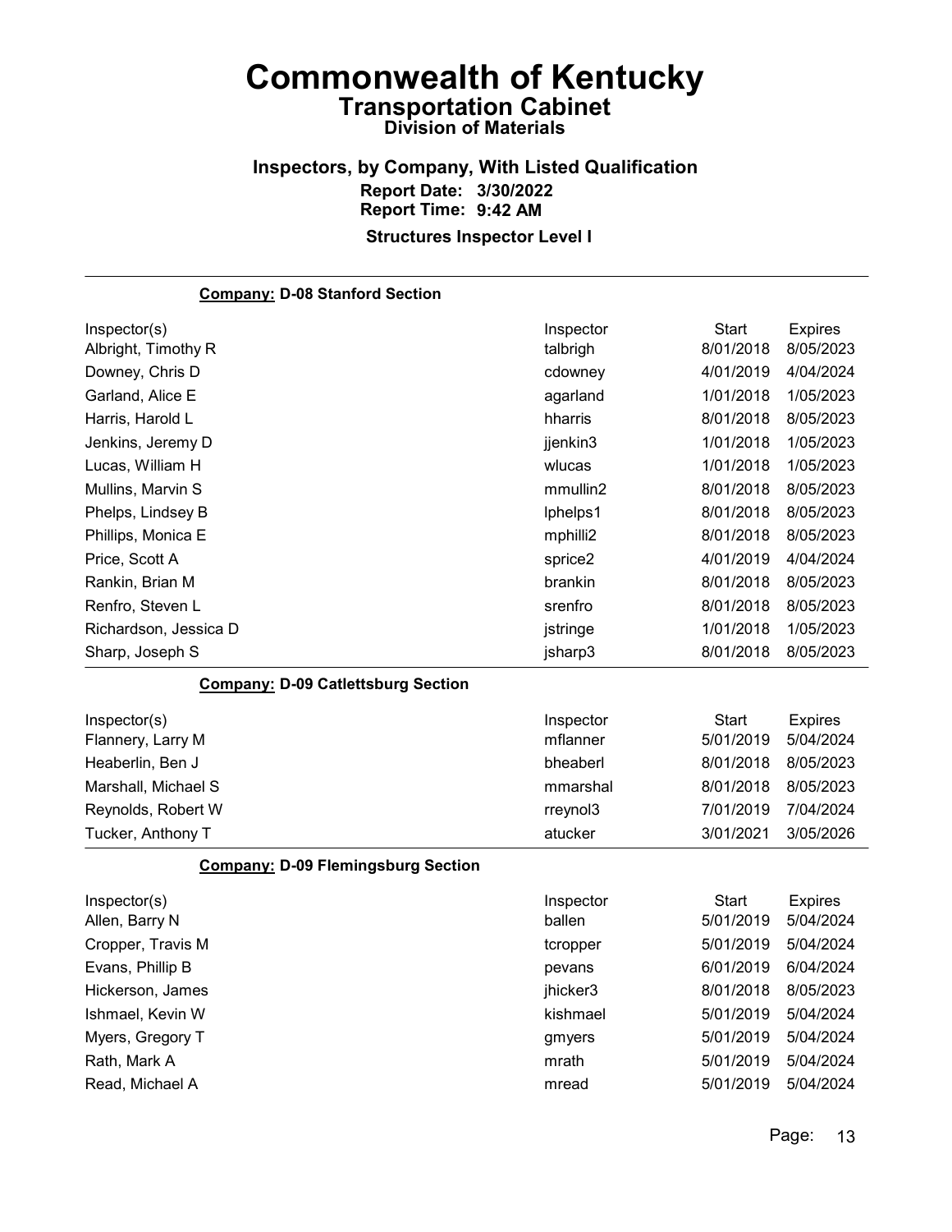# Commonwealth of Kentucky

## Transportation Cabinet

### Division of Materials

### Inspectors, by Company, With Listed Qualification

**Report Date: 3/30/2022**
**Report Time: 9:42 AM**

**Structures Inspector Level I**

---

**Company: D-08 Stanford Section**

| Inspector(s) | Inspector | Start | Expires |
|---|---|---|---|
| Albright, Timothy R | talbrigh | 8/01/2018 | 8/05/2023 |
| Downey, Chris D | cdowney | 4/01/2019 | 4/04/2024 |
| Garland, Alice E | agarland | 1/01/2018 | 1/05/2023 |
| Harris, Harold L | hharris | 8/01/2018 | 8/05/2023 |
| Jenkins, Jeremy D | jjenkin3 | 1/01/2018 | 1/05/2023 |
| Lucas, William H | wlucas | 1/01/2018 | 1/05/2023 |
| Mullins, Marvin S | mmullin2 | 8/01/2018 | 8/05/2023 |
| Phelps, Lindsey B | lphelps1 | 8/01/2018 | 8/05/2023 |
| Phillips, Monica E | mphilli2 | 8/01/2018 | 8/05/2023 |
| Price, Scott A | sprice2 | 4/01/2019 | 4/04/2024 |
| Rankin, Brian M | brankin | 8/01/2018 | 8/05/2023 |
| Renfro, Steven L | srenfro | 8/01/2018 | 8/05/2023 |
| Richardson, Jessica D | jstringe | 1/01/2018 | 1/05/2023 |
| Sharp, Joseph S | jsharp3 | 8/01/2018 | 8/05/2023 |

**Company: D-09 Catlettsburg Section**

| Inspector(s) | Inspector | Start | Expires |
|---|---|---|---|
| Flannery, Larry M | mflanner | 5/01/2019 | 5/04/2024 |
| Heaberlin, Ben J | bheaberl | 8/01/2018 | 8/05/2023 |
| Marshall, Michael S | mmarshal | 8/01/2018 | 8/05/2023 |
| Reynolds, Robert W | rreynol3 | 7/01/2019 | 7/04/2024 |
| Tucker, Anthony T | atucker | 3/01/2021 | 3/05/2026 |

**Company: D-09 Flemingsburg Section**

| Inspector(s) | Inspector | Start | Expires |
|---|---|---|---|
| Allen, Barry N | ballen | 5/01/2019 | 5/04/2024 |
| Cropper, Travis M | tcropper | 5/01/2019 | 5/04/2024 |
| Evans, Phillip B | pevans | 6/01/2019 | 6/04/2024 |
| Hickerson, James | jhicker3 | 8/01/2018 | 8/05/2023 |
| Ishmael, Kevin W | kishmael | 5/01/2019 | 5/04/2024 |
| Myers, Gregory T | gmyers | 5/01/2019 | 5/04/2024 |
| Rath, Mark A | mrath | 5/01/2019 | 5/04/2024 |
| Read, Michael A | mread | 5/01/2019 | 5/04/2024 |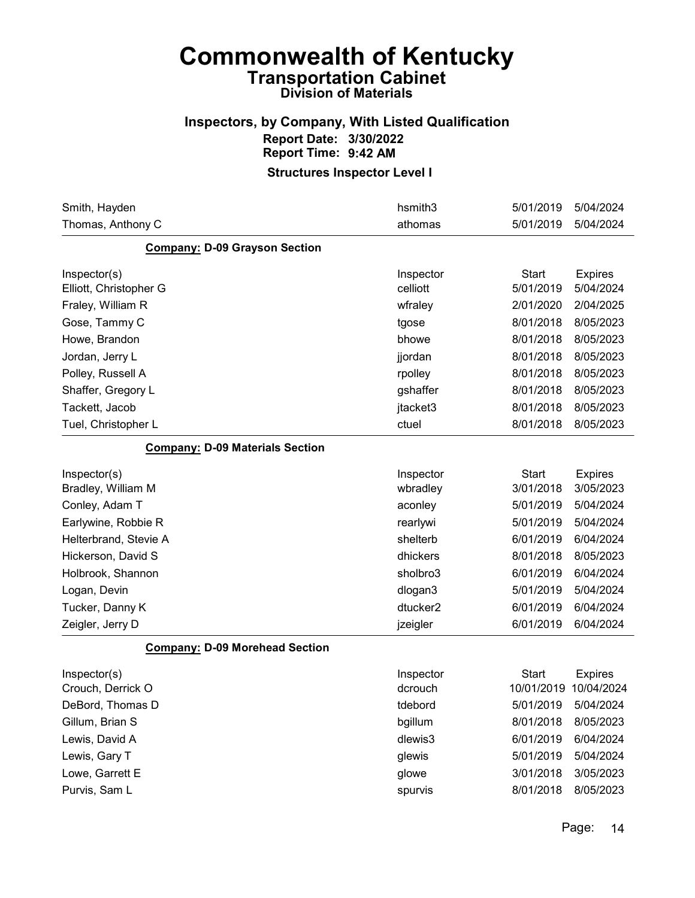# Commonwealth of Kentucky
## Transportation Cabinet
### Division of Materials

### Inspectors, by Company, With Listed Qualification
**Report Date: 3/30/2022**
**Report Time: 9:42 AM**

**Structures Inspector Level I**

| | | | |
|---|---|---|---|
| Smith, Hayden | hsmith3 | 5/01/2019 | 5/04/2024 |
| Thomas, Anthony C | athomas | 5/01/2019 | 5/04/2024 |

**Company: D-09 Grayson Section**

| Inspector(s) | Inspector | Start | Expires |
|---|---|---|---|
| Elliott, Christopher G | celliott | 5/01/2019 | 5/04/2024 |
| Fraley, William R | wfraley | 2/01/2020 | 2/04/2025 |
| Gose, Tammy C | tgose | 8/01/2018 | 8/05/2023 |
| Howe, Brandon | bhowe | 8/01/2018 | 8/05/2023 |
| Jordan, Jerry L | jjordan | 8/01/2018 | 8/05/2023 |
| Polley, Russell A | rpolley | 8/01/2018 | 8/05/2023 |
| Shaffer, Gregory L | gshaffer | 8/01/2018 | 8/05/2023 |
| Tackett, Jacob | jtacket3 | 8/01/2018 | 8/05/2023 |
| Tuel, Christopher L | ctuel | 8/01/2018 | 8/05/2023 |

**Company: D-09 Materials Section**

| Inspector(s) | Inspector | Start | Expires |
|---|---|---|---|
| Bradley, William M | wbradley | 3/01/2018 | 3/05/2023 |
| Conley, Adam T | aconley | 5/01/2019 | 5/04/2024 |
| Earlywine, Robbie R | rearlywi | 5/01/2019 | 5/04/2024 |
| Helterbrand, Stevie A | shelterb | 6/01/2019 | 6/04/2024 |
| Hickerson, David S | dhickers | 8/01/2018 | 8/05/2023 |
| Holbrook, Shannon | sholbro3 | 6/01/2019 | 6/04/2024 |
| Logan, Devin | dlogan3 | 5/01/2019 | 5/04/2024 |
| Tucker, Danny K | dtucker2 | 6/01/2019 | 6/04/2024 |
| Zeigler, Jerry D | jzeigler | 6/01/2019 | 6/04/2024 |

**Company: D-09 Morehead Section**

| Inspector(s) | Inspector | Start | Expires |
|---|---|---|---|
| Crouch, Derrick O | dcrouch | 10/01/2019 | 10/04/2024 |
| DeBord, Thomas D | tdebord | 5/01/2019 | 5/04/2024 |
| Gillum, Brian S | bgillum | 8/01/2018 | 8/05/2023 |
| Lewis, David A | dlewis3 | 6/01/2019 | 6/04/2024 |
| Lewis, Gary T | glewis | 5/01/2019 | 5/04/2024 |
| Lowe, Garrett E | glowe | 3/01/2018 | 3/05/2023 |
| Purvis, Sam L | spurvis | 8/01/2018 | 8/05/2023 |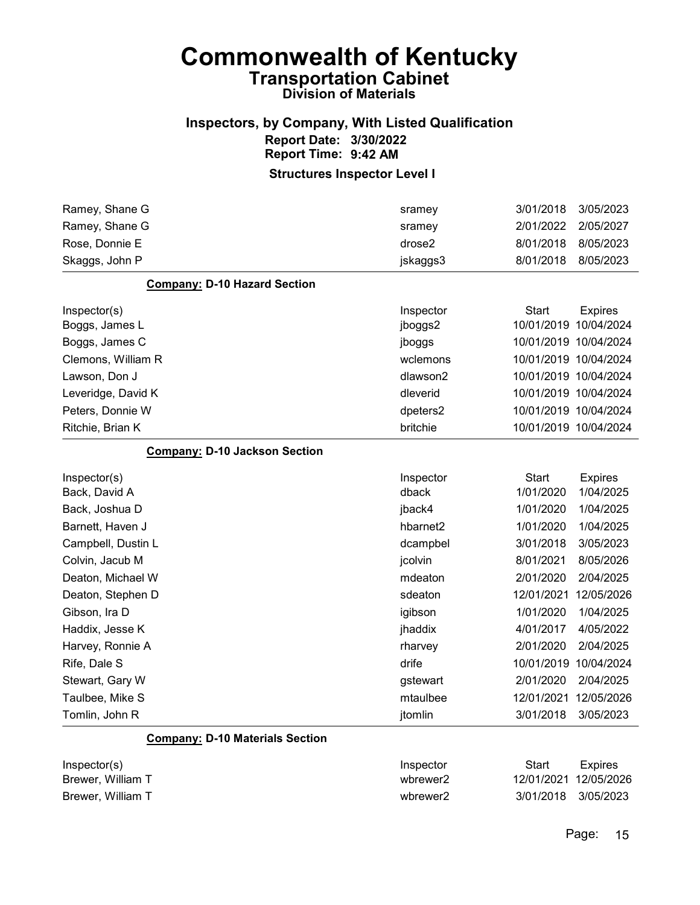# Commonwealth of Kentucky
## Transportation Cabinet
### Division of Materials

### Inspectors, by Company, With Listed Qualification
**Report Date: 3/30/2022**
**Report Time: 9:42 AM**

**Structures Inspector Level I**

| Inspector(s) | Inspector | Start | Expires |
|---|---|---|---|
| Ramey, Shane G | sramey | 3/01/2018 | 3/05/2023 |
| Ramey, Shane G | sramey | 2/01/2022 | 2/05/2027 |
| Rose, Donnie E | drose2 | 8/01/2018 | 8/05/2023 |
| Skaggs, John P | jskaggs3 | 8/01/2018 | 8/05/2023 |

**Company: D-10 Hazard Section**

| Inspector(s) | Inspector | Start | Expires |
|---|---|---|---|
| Boggs, James L | jboggs2 | 10/01/2019 | 10/04/2024 |
| Boggs, James C | jboggs | 10/01/2019 | 10/04/2024 |
| Clemons, William R | wclemons | 10/01/2019 | 10/04/2024 |
| Lawson, Don J | dlawson2 | 10/01/2019 | 10/04/2024 |
| Leveridge, David K | dleverid | 10/01/2019 | 10/04/2024 |
| Peters, Donnie W | dpeters2 | 10/01/2019 | 10/04/2024 |
| Ritchie, Brian K | britchie | 10/01/2019 | 10/04/2024 |

**Company: D-10 Jackson Section**

| Inspector(s) | Inspector | Start | Expires |
|---|---|---|---|
| Back, David A | dback | 1/01/2020 | 1/04/2025 |
| Back, Joshua D | jback4 | 1/01/2020 | 1/04/2025 |
| Barnett, Haven J | hbarnet2 | 1/01/2020 | 1/04/2025 |
| Campbell, Dustin L | dcampbel | 3/01/2018 | 3/05/2023 |
| Colvin, Jacub M | jcolvin | 8/01/2021 | 8/05/2026 |
| Deaton, Michael W | mdeaton | 2/01/2020 | 2/04/2025 |
| Deaton, Stephen D | sdeaton | 12/01/2021 | 12/05/2026 |
| Gibson, Ira D | igibson | 1/01/2020 | 1/04/2025 |
| Haddix, Jesse K | jhaddix | 4/01/2017 | 4/05/2022 |
| Harvey, Ronnie A | rharvey | 2/01/2020 | 2/04/2025 |
| Rife, Dale S | drife | 10/01/2019 | 10/04/2024 |
| Stewart, Gary W | gstewart | 2/01/2020 | 2/04/2025 |
| Taulbee, Mike S | mtaulbee | 12/01/2021 | 12/05/2026 |
| Tomlin, John R | jtomlin | 3/01/2018 | 3/05/2023 |

**Company: D-10 Materials Section**

| Inspector(s) | Inspector | Start | Expires |
|---|---|---|---|
| Brewer, William T | wbrewer2 | 12/01/2021 | 12/05/2026 |
| Brewer, William T | wbrewer2 | 3/01/2018 | 3/05/2023 |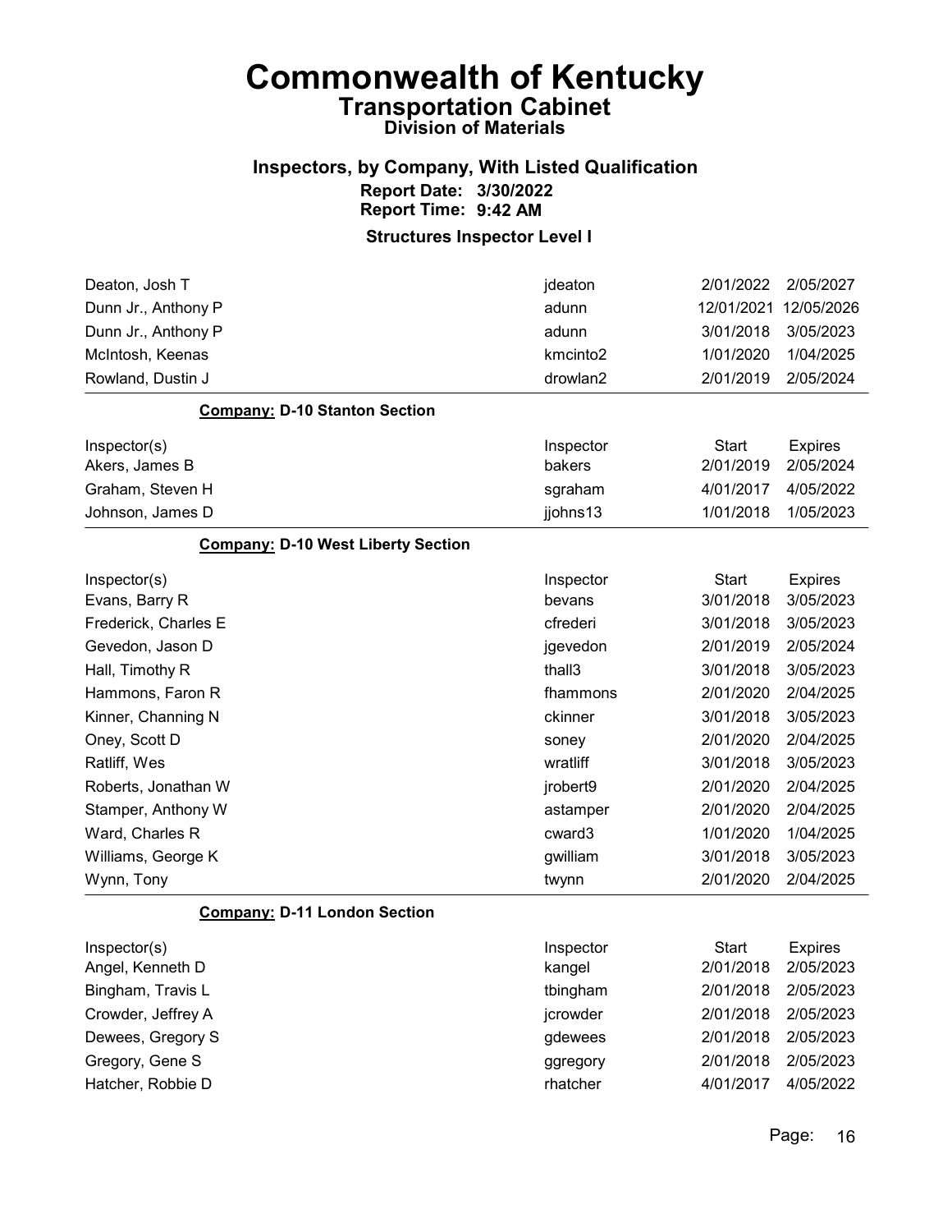# Commonwealth of Kentucky

## Transportation Cabinet

### Division of Materials

### Inspectors, by Company, With Listed Qualification

**Report Date: 3/30/2022**
**Report Time: 9:42 AM**

**Structures Inspector Level I**

| Inspector(s) | Inspector | Start | Expires |
|---|---|---|---|
| Deaton, Josh T | jdeaton | 2/01/2022 | 2/05/2027 |
| Dunn Jr., Anthony P | adunn | 12/01/2021 | 12/05/2026 |
| Dunn Jr., Anthony P | adunn | 3/01/2018 | 3/05/2023 |
| McIntosh, Keenas | kmcinto2 | 1/01/2020 | 1/04/2025 |
| Rowland, Dustin J | drowlan2 | 2/01/2019 | 2/05/2024 |

**Company: D-10 Stanton Section**

| Inspector(s) | Inspector | Start | Expires |
|---|---|---|---|
| Akers, James B | bakers | 2/01/2019 | 2/05/2024 |
| Graham, Steven H | sgraham | 4/01/2017 | 4/05/2022 |
| Johnson, James D | jjohns13 | 1/01/2018 | 1/05/2023 |

**Company: D-10 West Liberty Section**

| Inspector(s) | Inspector | Start | Expires |
|---|---|---|---|
| Evans, Barry R | bevans | 3/01/2018 | 3/05/2023 |
| Frederick, Charles E | cfrederi | 3/01/2018 | 3/05/2023 |
| Gevedon, Jason D | jgevedon | 2/01/2019 | 2/05/2024 |
| Hall, Timothy R | thall3 | 3/01/2018 | 3/05/2023 |
| Hammons, Faron R | fhammons | 2/01/2020 | 2/04/2025 |
| Kinner, Channing N | ckinner | 3/01/2018 | 3/05/2023 |
| Oney, Scott D | soney | 2/01/2020 | 2/04/2025 |
| Ratliff, Wes | wratliff | 3/01/2018 | 3/05/2023 |
| Roberts, Jonathan W | jrobert9 | 2/01/2020 | 2/04/2025 |
| Stamper, Anthony W | astamper | 2/01/2020 | 2/04/2025 |
| Ward, Charles R | cward3 | 1/01/2020 | 1/04/2025 |
| Williams, George K | gwilliam | 3/01/2018 | 3/05/2023 |
| Wynn, Tony | twynn | 2/01/2020 | 2/04/2025 |

**Company: D-11 London Section**

| Inspector(s) | Inspector | Start | Expires |
|---|---|---|---|
| Angel, Kenneth D | kangel | 2/01/2018 | 2/05/2023 |
| Bingham, Travis L | tbingham | 2/01/2018 | 2/05/2023 |
| Crowder, Jeffrey A | jcrowder | 2/01/2018 | 2/05/2023 |
| Dewees, Gregory S | gdewees | 2/01/2018 | 2/05/2023 |
| Gregory, Gene S | ggregory | 2/01/2018 | 2/05/2023 |
| Hatcher, Robbie D | rhatcher | 4/01/2017 | 4/05/2022 |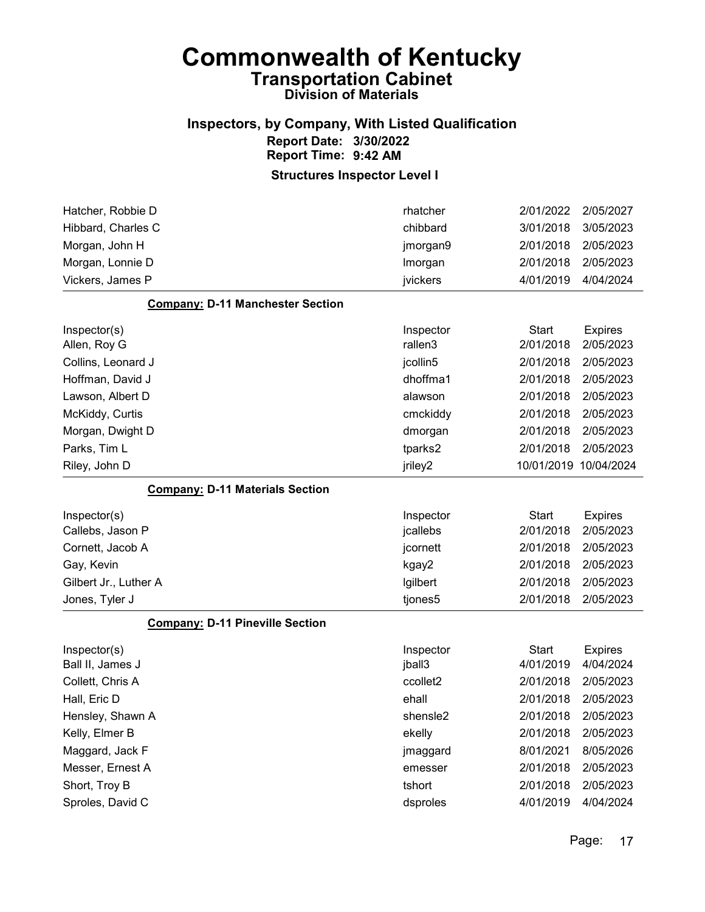# Commonwealth of Kentucky
## Transportation Cabinet
### Division of Materials

### Inspectors, by Company, With Listed Qualification
**Report Date: 3/30/2022**
**Report Time: 9:42 AM**

**Structures Inspector Level I**

| | | | |
|---|---|---|---|
| Hatcher, Robbie D | rhatcher | 2/01/2022 | 2/05/2027 |
| Hibbard, Charles C | chibbard | 3/01/2018 | 3/05/2023 |
| Morgan, John H | jmorgan9 | 2/01/2018 | 2/05/2023 |
| Morgan, Lonnie D | lmorgan | 2/01/2018 | 2/05/2023 |
| Vickers, James P | jvickers | 4/01/2019 | 4/04/2024 |

**Company: D-11 Manchester Section**

| Inspector(s) | Inspector | Start | Expires |
|---|---|---|---|
| Allen, Roy G | rallen3 | 2/01/2018 | 2/05/2023 |
| Collins, Leonard J | jcollin5 | 2/01/2018 | 2/05/2023 |
| Hoffman, David J | dhoffma1 | 2/01/2018 | 2/05/2023 |
| Lawson, Albert D | alawson | 2/01/2018 | 2/05/2023 |
| McKiddy, Curtis | cmckiddy | 2/01/2018 | 2/05/2023 |
| Morgan, Dwight D | dmorgan | 2/01/2018 | 2/05/2023 |
| Parks, Tim L | tparks2 | 2/01/2018 | 2/05/2023 |
| Riley, John D | jriley2 | 10/01/2019 | 10/04/2024 |

**Company: D-11 Materials Section**

| Inspector(s) | Inspector | Start | Expires |
|---|---|---|---|
| Callebs, Jason P | jcallebs | 2/01/2018 | 2/05/2023 |
| Cornett, Jacob A | jcornett | 2/01/2018 | 2/05/2023 |
| Gay, Kevin | kgay2 | 2/01/2018 | 2/05/2023 |
| Gilbert Jr., Luther A | lgilbert | 2/01/2018 | 2/05/2023 |
| Jones, Tyler J | tjones5 | 2/01/2018 | 2/05/2023 |

**Company: D-11 Pineville Section**

| Inspector(s) | Inspector | Start | Expires |
|---|---|---|---|
| Ball II, James J | jball3 | 4/01/2019 | 4/04/2024 |
| Collett, Chris A | ccollet2 | 2/01/2018 | 2/05/2023 |
| Hall, Eric D | ehall | 2/01/2018 | 2/05/2023 |
| Hensley, Shawn A | shensle2 | 2/01/2018 | 2/05/2023 |
| Kelly, Elmer B | ekelly | 2/01/2018 | 2/05/2023 |
| Maggard, Jack F | jmaggard | 8/01/2021 | 8/05/2026 |
| Messer, Ernest A | emesser | 2/01/2018 | 2/05/2023 |
| Short, Troy B | tshort | 2/01/2018 | 2/05/2023 |
| Sproles, David C | dsproles | 4/01/2019 | 4/04/2024 |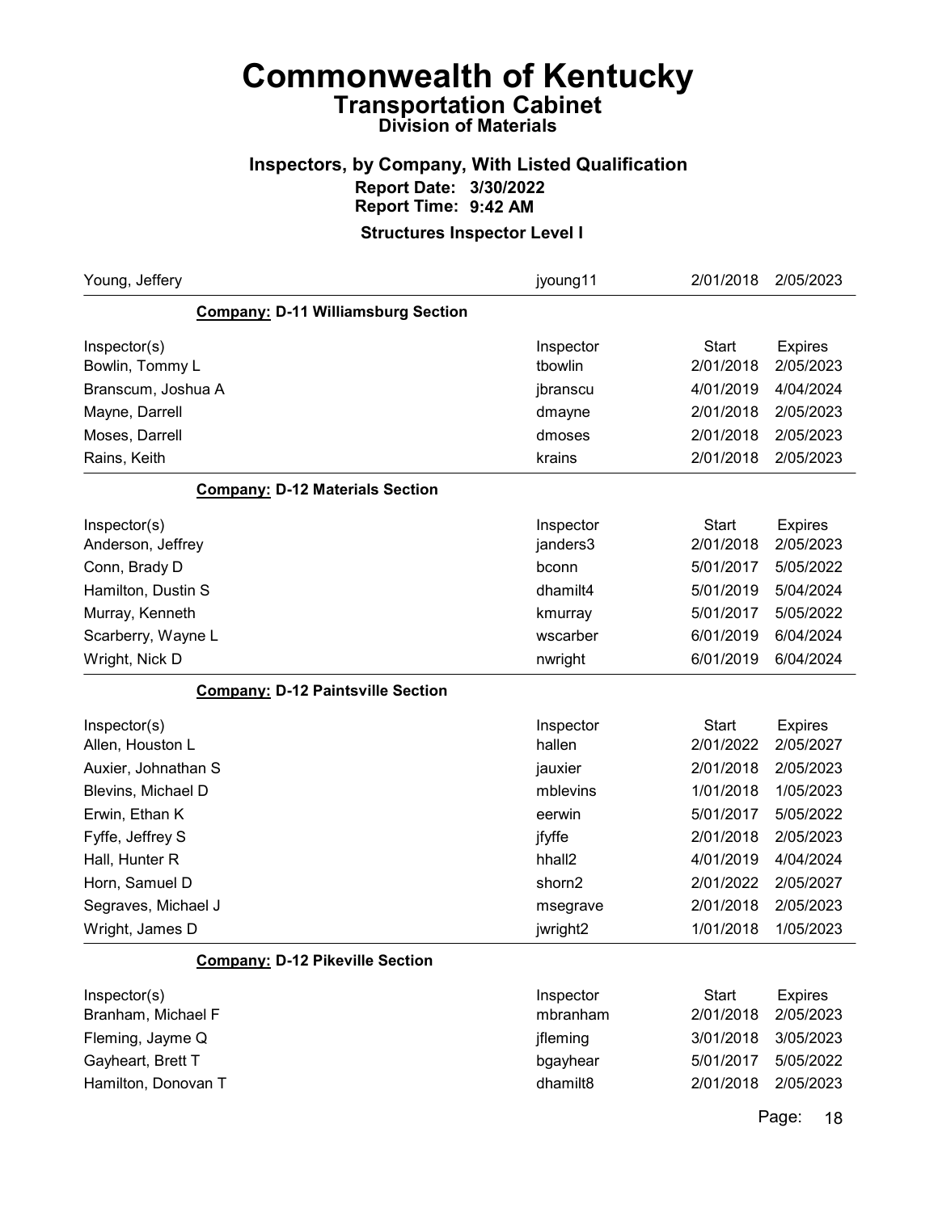# Commonwealth of Kentucky

## Transportation Cabinet

### Division of Materials

### Inspectors, by Company, With Listed Qualification

**Report Date: 3/30/2022**

**Report Time: 9:42 AM**

**Structures Inspector Level I**

| | | | |
|---|---|---|---|
| Young, Jeffery | jyoung11 | 2/01/2018 | 2/05/2023 |

**Company: D-11 Williamsburg Section**

| Inspector(s) | Inspector | Start | Expires |
|---|---|---|---|
| Bowlin, Tommy L | tbowlin | 2/01/2018 | 2/05/2023 |
| Branscum, Joshua A | jbranscu | 4/01/2019 | 4/04/2024 |
| Mayne, Darrell | dmayne | 2/01/2018 | 2/05/2023 |
| Moses, Darrell | dmoses | 2/01/2018 | 2/05/2023 |
| Rains, Keith | krains | 2/01/2018 | 2/05/2023 |

**Company: D-12 Materials Section**

| Inspector(s) | Inspector | Start | Expires |
|---|---|---|---|
| Anderson, Jeffrey | janders3 | 2/01/2018 | 2/05/2023 |
| Conn, Brady D | bconn | 5/01/2017 | 5/05/2022 |
| Hamilton, Dustin S | dhamilt4 | 5/01/2019 | 5/04/2024 |
| Murray, Kenneth | kmurray | 5/01/2017 | 5/05/2022 |
| Scarberry, Wayne L | wscarber | 6/01/2019 | 6/04/2024 |
| Wright, Nick D | nwright | 6/01/2019 | 6/04/2024 |

**Company: D-12 Paintsville Section**

| Inspector(s) | Inspector | Start | Expires |
|---|---|---|---|
| Allen, Houston L | hallen | 2/01/2022 | 2/05/2027 |
| Auxier, Johnathan S | jauxier | 2/01/2018 | 2/05/2023 |
| Blevins, Michael D | mblevins | 1/01/2018 | 1/05/2023 |
| Erwin, Ethan K | eerwin | 5/01/2017 | 5/05/2022 |
| Fyffe, Jeffrey S | jfyffe | 2/01/2018 | 2/05/2023 |
| Hall, Hunter R | hhall2 | 4/01/2019 | 4/04/2024 |
| Horn, Samuel D | shorn2 | 2/01/2022 | 2/05/2027 |
| Segraves, Michael J | msegrave | 2/01/2018 | 2/05/2023 |
| Wright, James D | jwright2 | 1/01/2018 | 1/05/2023 |

**Company: D-12 Pikeville Section**

| Inspector(s) | Inspector | Start | Expires |
|---|---|---|---|
| Branham, Michael F | mbranham | 2/01/2018 | 2/05/2023 |
| Fleming, Jayme Q | jfleming | 3/01/2018 | 3/05/2023 |
| Gayheart, Brett T | bgayhear | 5/01/2017 | 5/05/2022 |
| Hamilton, Donovan T | dhamilt8 | 2/01/2018 | 2/05/2023 |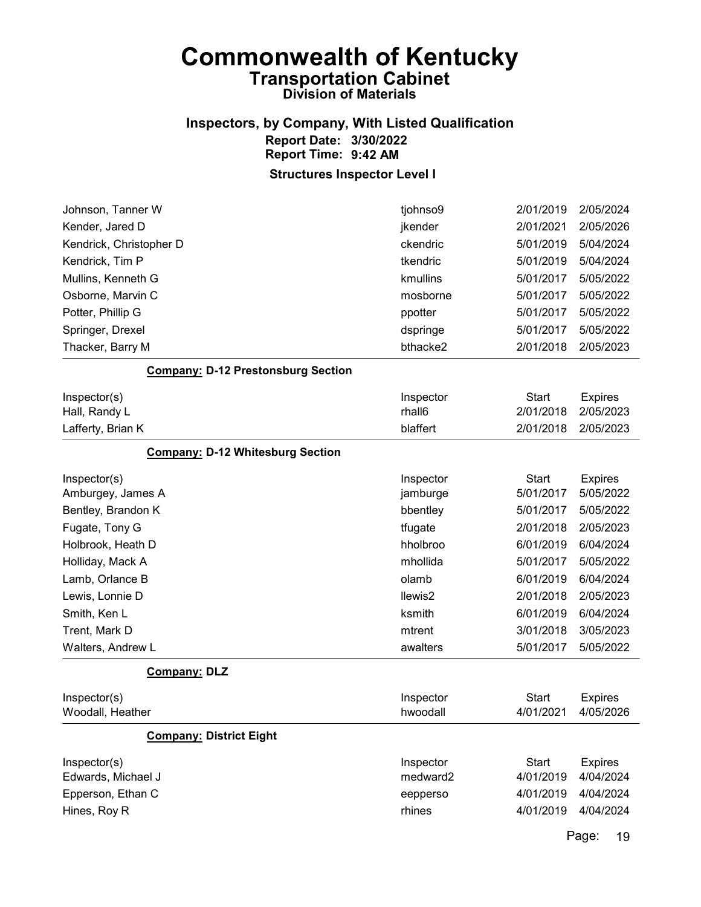# Commonwealth of Kentucky
## Transportation Cabinet
### Division of Materials

### Inspectors, by Company, With Listed Qualification
**Report Date: 3/30/2022**
**Report Time: 9:42 AM**

### Structures Inspector Level I

| Inspector(s) | Inspector | Start | Expires |
|---|---|---|---|
| Johnson, Tanner W | tjohnso9 | 2/01/2019 | 2/05/2024 |
| Kender, Jared D | jkender | 2/01/2021 | 2/05/2026 |
| Kendrick, Christopher D | ckendric | 5/01/2019 | 5/04/2024 |
| Kendrick, Tim P | tkendric | 5/01/2019 | 5/04/2024 |
| Mullins, Kenneth G | kmullins | 5/01/2017 | 5/05/2022 |
| Osborne, Marvin C | mosborne | 5/01/2017 | 5/05/2022 |
| Potter, Phillip G | ppotter | 5/01/2017 | 5/05/2022 |
| Springer, Drexel | dspringe | 5/01/2017 | 5/05/2022 |
| Thacker, Barry M | bthacke2 | 2/01/2018 | 2/05/2023 |

**Company: D-12 Prestonsburg Section**

| Inspector(s) | Inspector | Start | Expires |
|---|---|---|---|
| Hall, Randy L | rhall6 | 2/01/2018 | 2/05/2023 |
| Lafferty, Brian K | blaffert | 2/01/2018 | 2/05/2023 |

**Company: D-12 Whitesburg Section**

| Inspector(s) | Inspector | Start | Expires |
|---|---|---|---|
| Amburgey, James A | jamburge | 5/01/2017 | 5/05/2022 |
| Bentley, Brandon K | bbentley | 5/01/2017 | 5/05/2022 |
| Fugate, Tony G | tfugate | 2/01/2018 | 2/05/2023 |
| Holbrook, Heath D | hholbroo | 6/01/2019 | 6/04/2024 |
| Holliday, Mack A | mhollida | 5/01/2017 | 5/05/2022 |
| Lamb, Orlance B | olamb | 6/01/2019 | 6/04/2024 |
| Lewis, Lonnie D | llewis2 | 2/01/2018 | 2/05/2023 |
| Smith, Ken L | ksmith | 6/01/2019 | 6/04/2024 |
| Trent, Mark D | mtrent | 3/01/2018 | 3/05/2023 |
| Walters, Andrew L | awalters | 5/01/2017 | 5/05/2022 |

**Company: DLZ**

| Inspector(s) | Inspector | Start | Expires |
|---|---|---|---|
| Woodall, Heather | hwoodall | 4/01/2021 | 4/05/2026 |

**Company: District Eight**

| Inspector(s) | Inspector | Start | Expires |
|---|---|---|---|
| Edwards, Michael J | medward2 | 4/01/2019 | 4/04/2024 |
| Epperson, Ethan C | eepperso | 4/01/2019 | 4/04/2024 |
| Hines, Roy R | rhines | 4/01/2019 | 4/04/2024 |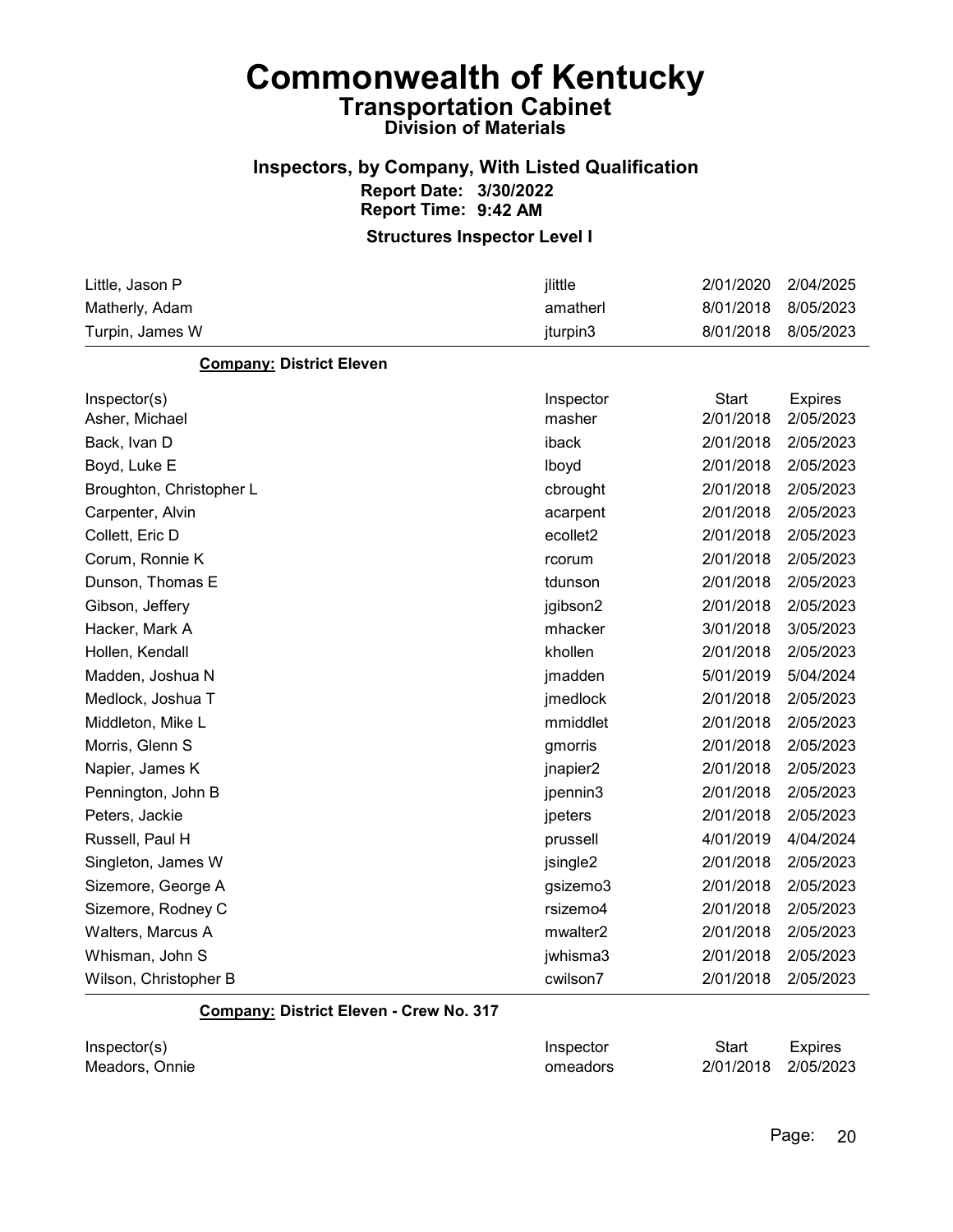# Commonwealth of Kentucky

## Transportation Cabinet

### Division of Materials

### Inspectors, by Company, With Listed Qualification

**Report Date: 3/30/2022**
**Report Time: 9:42 AM**

**Structures Inspector Level I**

| | | | |
|---|---|---|---|
| Little, Jason P | jlittle | 2/01/2020 | 2/04/2025 |
| Matherly, Adam | amatherl | 8/01/2018 | 8/05/2023 |
| Turpin, James W | jturpin3 | 8/01/2018 | 8/05/2023 |

**Company:** District Eleven

| Inspector(s) | Inspector | Start | Expires |
|---|---|---|---|
| Asher, Michael | masher | 2/01/2018 | 2/05/2023 |
| Back, Ivan D | iback | 2/01/2018 | 2/05/2023 |
| Boyd, Luke E | lboyd | 2/01/2018 | 2/05/2023 |
| Broughton, Christopher L | cbrought | 2/01/2018 | 2/05/2023 |
| Carpenter, Alvin | acarpent | 2/01/2018 | 2/05/2023 |
| Collett, Eric D | ecollet2 | 2/01/2018 | 2/05/2023 |
| Corum, Ronnie K | rcorum | 2/01/2018 | 2/05/2023 |
| Dunson, Thomas E | tdunson | 2/01/2018 | 2/05/2023 |
| Gibson, Jeffery | jgibson2 | 2/01/2018 | 2/05/2023 |
| Hacker, Mark A | mhacker | 3/01/2018 | 3/05/2023 |
| Hollen, Kendall | khollen | 2/01/2018 | 2/05/2023 |
| Madden, Joshua N | jmadden | 5/01/2019 | 5/04/2024 |
| Medlock, Joshua T | jmedlock | 2/01/2018 | 2/05/2023 |
| Middleton, Mike L | mmiddlet | 2/01/2018 | 2/05/2023 |
| Morris, Glenn S | gmorris | 2/01/2018 | 2/05/2023 |
| Napier, James K | jnapier2 | 2/01/2018 | 2/05/2023 |
| Pennington, John B | jpennin3 | 2/01/2018 | 2/05/2023 |
| Peters, Jackie | jpeters | 2/01/2018 | 2/05/2023 |
| Russell, Paul H | prussell | 4/01/2019 | 4/04/2024 |
| Singleton, James W | jsingle2 | 2/01/2018 | 2/05/2023 |
| Sizemore, George A | gsizemo3 | 2/01/2018 | 2/05/2023 |
| Sizemore, Rodney C | rsizemo4 | 2/01/2018 | 2/05/2023 |
| Walters, Marcus A | mwalter2 | 2/01/2018 | 2/05/2023 |
| Whisman, John S | jwhisma3 | 2/01/2018 | 2/05/2023 |
| Wilson, Christopher B | cwilson7 | 2/01/2018 | 2/05/2023 |

**Company:** District Eleven - Crew No. 317

| Inspector(s) | Inspector | Start | Expires |
|---|---|---|---|
| Meadors, Onnie | omeadors | 2/01/2018 | 2/05/2023 |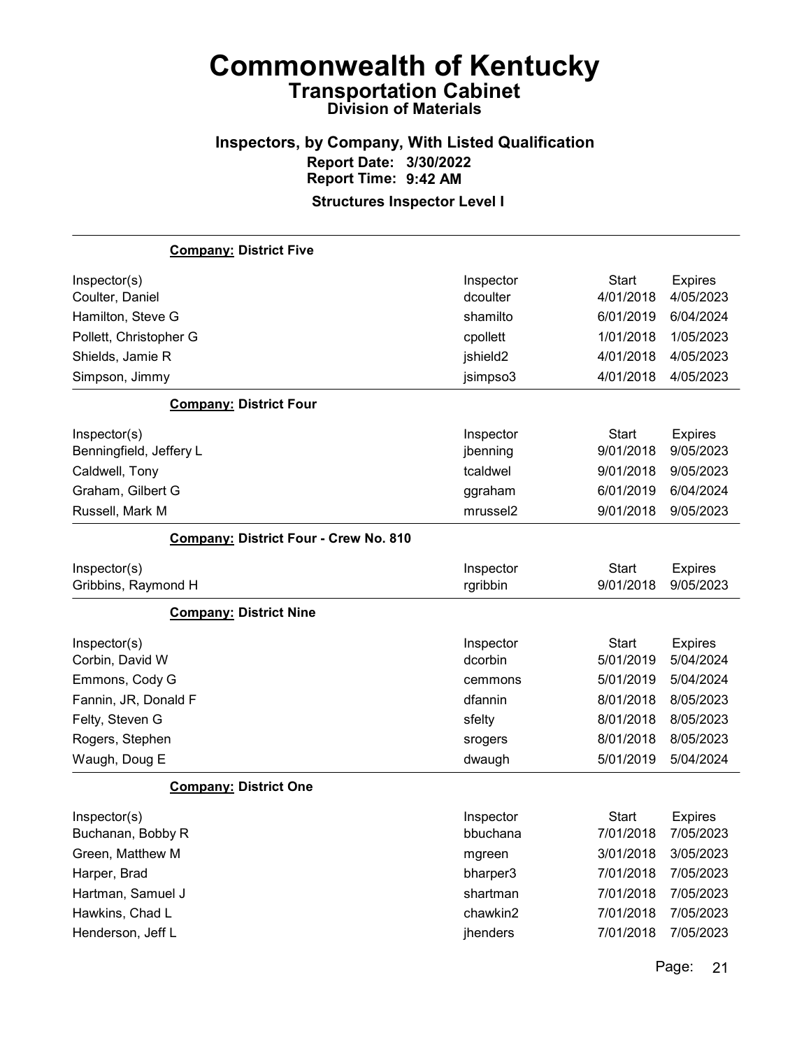# Commonwealth of Kentucky

## Transportation Cabinet

### Division of Materials

### Inspectors, by Company, With Listed Qualification

**Report Date: 3/30/2022**
**Report Time: 9:42 AM**

**Structures Inspector Level I**

**Company: District Five**

| Inspector(s) | Inspector | Start | Expires |
|---|---|---|---|
| Coulter, Daniel | dcoulter | 4/01/2018 | 4/05/2023 |
| Hamilton, Steve G | shamilto | 6/01/2019 | 6/04/2024 |
| Pollett, Christopher G | cpollett | 1/01/2018 | 1/05/2023 |
| Shields, Jamie R | jshield2 | 4/01/2018 | 4/05/2023 |
| Simpson, Jimmy | jsimpso3 | 4/01/2018 | 4/05/2023 |

**Company: District Four**

| Inspector(s) | Inspector | Start | Expires |
|---|---|---|---|
| Benningfield, Jeffery L | jbenning | 9/01/2018 | 9/05/2023 |
| Caldwell, Tony | tcaldwel | 9/01/2018 | 9/05/2023 |
| Graham, Gilbert G | ggraham | 6/01/2019 | 6/04/2024 |
| Russell, Mark M | mrussel2 | 9/01/2018 | 9/05/2023 |

**Company: District Four - Crew No. 810**

| Inspector(s) | Inspector | Start | Expires |
|---|---|---|---|
| Gribbins, Raymond H | rgribbin | 9/01/2018 | 9/05/2023 |

**Company: District Nine**

| Inspector(s) | Inspector | Start | Expires |
|---|---|---|---|
| Corbin, David W | dcorbin | 5/01/2019 | 5/04/2024 |
| Emmons, Cody G | cemmons | 5/01/2019 | 5/04/2024 |
| Fannin, JR, Donald F | dfannin | 8/01/2018 | 8/05/2023 |
| Felty, Steven G | sfelty | 8/01/2018 | 8/05/2023 |
| Rogers, Stephen | srogers | 8/01/2018 | 8/05/2023 |
| Waugh, Doug E | dwaugh | 5/01/2019 | 5/04/2024 |

**Company: District One**

| Inspector(s) | Inspector | Start | Expires |
|---|---|---|---|
| Buchanan, Bobby R | bbuchana | 7/01/2018 | 7/05/2023 |
| Green, Matthew M | mgreen | 3/01/2018 | 3/05/2023 |
| Harper, Brad | bharper3 | 7/01/2018 | 7/05/2023 |
| Hartman, Samuel J | shartman | 7/01/2018 | 7/05/2023 |
| Hawkins, Chad L | chawkin2 | 7/01/2018 | 7/05/2023 |
| Henderson, Jeff L | jhenders | 7/01/2018 | 7/05/2023 |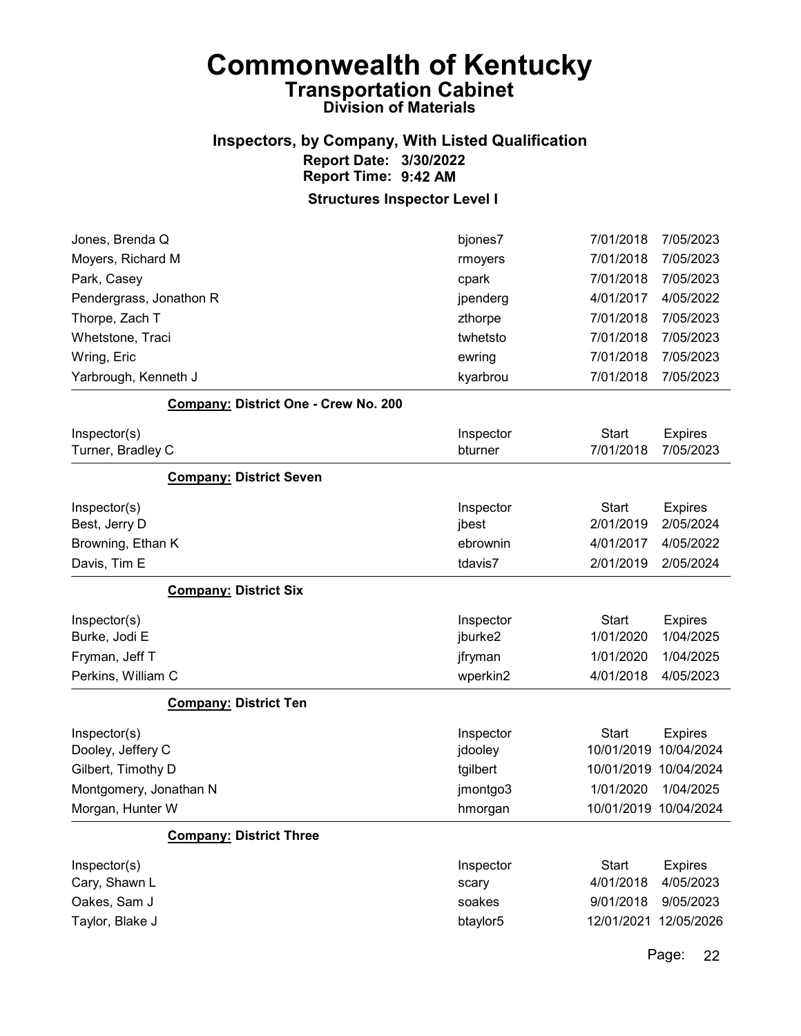# Commonwealth of Kentucky
## Transportation Cabinet
### Division of Materials

### Inspectors, by Company, With Listed Qualification
**Report Date: 3/30/2022**
**Report Time: 9:42 AM**

### Structures Inspector Level I

| | | | |
|---|---|---|---|
| Jones, Brenda Q | bjones7 | 7/01/2018 | 7/05/2023 |
| Moyers, Richard M | rmoyers | 7/01/2018 | 7/05/2023 |
| Park, Casey | cpark | 7/01/2018 | 7/05/2023 |
| Pendergrass, Jonathon R | jpenderg | 4/01/2017 | 4/05/2022 |
| Thorpe, Zach T | zthorpe | 7/01/2018 | 7/05/2023 |
| Whetstone, Traci | twhetsto | 7/01/2018 | 7/05/2023 |
| Wring, Eric | ewring | 7/01/2018 | 7/05/2023 |
| Yarbrough, Kenneth J | kyarbrou | 7/01/2018 | 7/05/2023 |

**Company:** District One - Crew No. 200

| Inspector(s) | Inspector | Start | Expires |
|---|---|---|---|
| Turner, Bradley C | bturner | 7/01/2018 | 7/05/2023 |

**Company:** District Seven

| Inspector(s) | Inspector | Start | Expires |
|---|---|---|---|
| Best, Jerry D | jbest | 2/01/2019 | 2/05/2024 |
| Browning, Ethan K | ebrownin | 4/01/2017 | 4/05/2022 |
| Davis, Tim E | tdavis7 | 2/01/2019 | 2/05/2024 |

**Company:** District Six

| Inspector(s) | Inspector | Start | Expires |
|---|---|---|---|
| Burke, Jodi E | jburke2 | 1/01/2020 | 1/04/2025 |
| Fryman, Jeff T | jfryman | 1/01/2020 | 1/04/2025 |
| Perkins, William C | wperkin2 | 4/01/2018 | 4/05/2023 |

**Company:** District Ten

| Inspector(s) | Inspector | Start | Expires |
|---|---|---|---|
| Dooley, Jeffery C | jdooley | 10/01/2019 | 10/04/2024 |
| Gilbert, Timothy D | tgilbert | 10/01/2019 | 10/04/2024 |
| Montgomery, Jonathan N | jmontgo3 | 1/01/2020 | 1/04/2025 |
| Morgan, Hunter W | hmorgan | 10/01/2019 | 10/04/2024 |

**Company:** District Three

| Inspector(s) | Inspector | Start | Expires |
|---|---|---|---|
| Cary, Shawn L | scary | 4/01/2018 | 4/05/2023 |
| Oakes, Sam J | soakes | 9/01/2018 | 9/05/2023 |
| Taylor, Blake J | btaylor5 | 12/01/2021 | 12/05/2026 |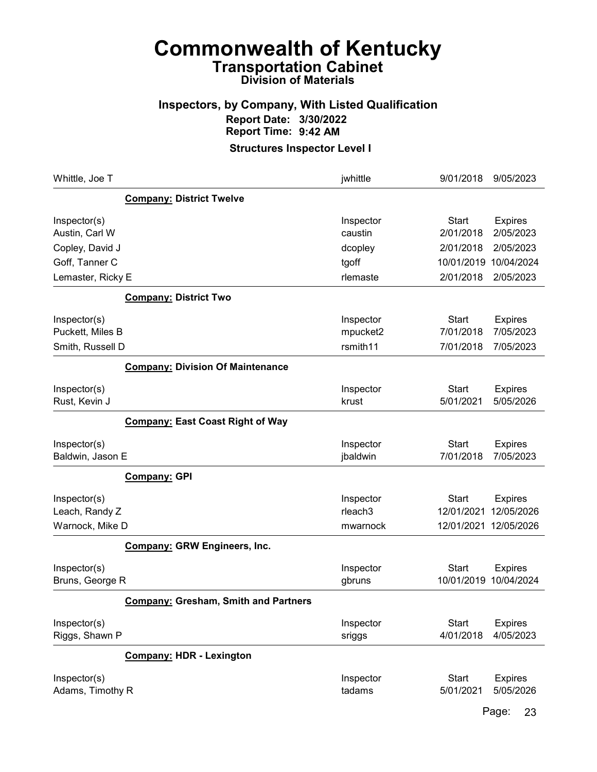# Commonwealth of Kentucky

## Transportation Cabinet

### Division of Materials

### Inspectors, by Company, With Listed Qualification

**Report Date: 3/30/2022**
**Report Time: 9:42 AM**

**Structures Inspector Level I**

| | | | |
|---|---|---|---|
| Whittle, Joe T | jwhittle | 9/01/2018 | 9/05/2023 |

**Company: District Twelve**

| Inspector(s) | Inspector | Start | Expires |
|---|---|---|---|
| Austin, Carl W | caustin | 2/01/2018 | 2/05/2023 |
| Copley, David J | dcopley | 2/01/2018 | 2/05/2023 |
| Goff, Tanner C | tgoff | 10/01/2019 | 10/04/2024 |
| Lemaster, Ricky E | rlemaste | 2/01/2018 | 2/05/2023 |

**Company: District Two**

| Inspector(s) | Inspector | Start | Expires |
|---|---|---|---|
| Puckett, Miles B | mpucket2 | 7/01/2018 | 7/05/2023 |
| Smith, Russell D | rsmith11 | 7/01/2018 | 7/05/2023 |

**Company: Division Of Maintenance**

| Inspector(s) | Inspector | Start | Expires |
|---|---|---|---|
| Rust, Kevin J | krust | 5/01/2021 | 5/05/2026 |

**Company: East Coast Right of Way**

| Inspector(s) | Inspector | Start | Expires |
|---|---|---|---|
| Baldwin, Jason E | jbaldwin | 7/01/2018 | 7/05/2023 |

**Company: GPI**

| Inspector(s) | Inspector | Start | Expires |
|---|---|---|---|
| Leach, Randy Z | rleach3 | 12/01/2021 | 12/05/2026 |
| Warnock, Mike D | mwarnock | 12/01/2021 | 12/05/2026 |

**Company: GRW Engineers, Inc.**

| Inspector(s) | Inspector | Start | Expires |
|---|---|---|---|
| Bruns, George R | gbruns | 10/01/2019 | 10/04/2024 |

**Company: Gresham, Smith and Partners**

| Inspector(s) | Inspector | Start | Expires |
|---|---|---|---|
| Riggs, Shawn P | sriggs | 4/01/2018 | 4/05/2023 |

**Company: HDR - Lexington**

| Inspector(s) | Inspector | Start | Expires |
|---|---|---|---|
| Adams, Timothy R | tadams | 5/01/2021 | 5/05/2026 |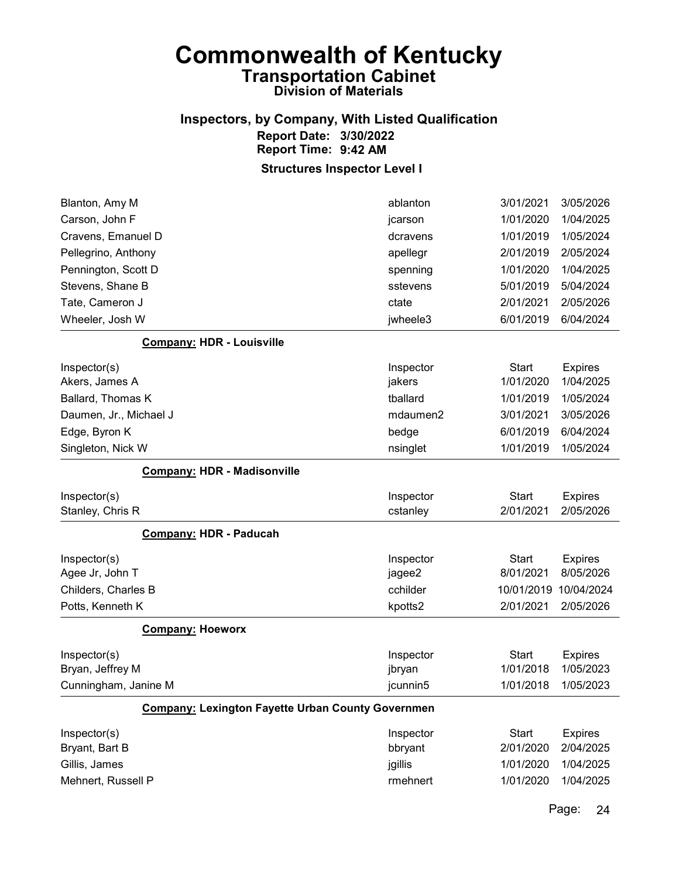# Commonwealth of Kentucky
## Transportation Cabinet
### Division of Materials

### Inspectors, by Company, With Listed Qualification
**Report Date: 3/30/2022**
**Report Time: 9:42 AM**

### Structures Inspector Level I

| | | | |
|---|---|---|---|
| Blanton, Amy M | ablanton | 3/01/2021 | 3/05/2026 |
| Carson, John F | jcarson | 1/01/2020 | 1/04/2025 |
| Cravens, Emanuel D | dcravens | 1/01/2019 | 1/05/2024 |
| Pellegrino, Anthony | apellegr | 2/01/2019 | 2/05/2024 |
| Pennington, Scott D | spenning | 1/01/2020 | 1/04/2025 |
| Stevens, Shane B | sstevens | 5/01/2019 | 5/04/2024 |
| Tate, Cameron J | ctate | 2/01/2021 | 2/05/2026 |
| Wheeler, Josh W | jwheele3 | 6/01/2019 | 6/04/2024 |

**Company:** HDR - Louisville

| Inspector(s) | Inspector | Start | Expires |
|---|---|---|---|
| Akers, James A | jakers | 1/01/2020 | 1/04/2025 |
| Ballard, Thomas K | tballard | 1/01/2019 | 1/05/2024 |
| Daumen, Jr., Michael J | mdaumen2 | 3/01/2021 | 3/05/2026 |
| Edge, Byron K | bedge | 6/01/2019 | 6/04/2024 |
| Singleton, Nick W | nsinglet | 1/01/2019 | 1/05/2024 |

**Company:** HDR - Madisonville

| Inspector(s) | Inspector | Start | Expires |
|---|---|---|---|
| Stanley, Chris R | cstanley | 2/01/2021 | 2/05/2026 |

**Company:** HDR - Paducah

| Inspector(s) | Inspector | Start | Expires |
|---|---|---|---|
| Agee Jr, John T | jagee2 | 8/01/2021 | 8/05/2026 |
| Childers, Charles B | cchilder | 10/01/2019 | 10/04/2024 |
| Potts, Kenneth K | kpotts2 | 2/01/2021 | 2/05/2026 |

**Company:** Hoeworx

| Inspector(s) | Inspector | Start | Expires |
|---|---|---|---|
| Bryan, Jeffrey M | jbryan | 1/01/2018 | 1/05/2023 |
| Cunningham, Janine M | jcunnin5 | 1/01/2018 | 1/05/2023 |

**Company:** Lexington Fayette Urban County Governmen

| Inspector(s) | Inspector | Start | Expires |
|---|---|---|---|
| Bryant, Bart B | bbryant | 2/01/2020 | 2/04/2025 |
| Gillis, James | jgillis | 1/01/2020 | 1/04/2025 |
| Mehnert, Russell P | rmehnert | 1/01/2020 | 1/04/2025 |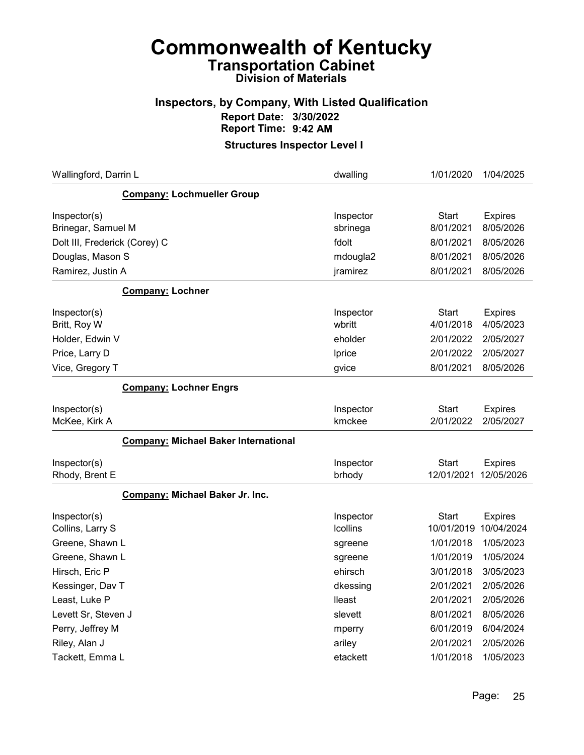# Commonwealth of Kentucky
## Transportation Cabinet
### Division of Materials

### Inspectors, by Company, With Listed Qualification
**Report Date: 3/30/2022**
**Report Time: 9:42 AM**

**Structures Inspector Level I**

| | | | |
|---|---|---|---|
| Wallingford, Darrin L | dwalling | 1/01/2020 | 1/04/2025 |

**Company: Lochmueller Group**

| Inspector(s) | Inspector | Start | Expires |
|---|---|---|---|
| Brinegar, Samuel M | sbrinega | 8/01/2021 | 8/05/2026 |
| Dolt III, Frederick (Corey) C | fdolt | 8/01/2021 | 8/05/2026 |
| Douglas, Mason S | mdougla2 | 8/01/2021 | 8/05/2026 |
| Ramirez, Justin A | jramirez | 8/01/2021 | 8/05/2026 |

**Company: Lochner**

| Inspector(s) | Inspector | Start | Expires |
|---|---|---|---|
| Britt, Roy W | wbritt | 4/01/2018 | 4/05/2023 |
| Holder, Edwin V | eholder | 2/01/2022 | 2/05/2027 |
| Price, Larry D | lprice | 2/01/2022 | 2/05/2027 |
| Vice, Gregory T | gvice | 8/01/2021 | 8/05/2026 |

**Company: Lochner Engrs**

| Inspector(s) | Inspector | Start | Expires |
|---|---|---|---|
| McKee, Kirk A | kmckee | 2/01/2022 | 2/05/2027 |

**Company: Michael Baker International**

| Inspector(s) | Inspector | Start | Expires |
|---|---|---|---|
| Rhody, Brent E | brhody | 12/01/2021 | 12/05/2026 |

**Company: Michael Baker Jr. Inc.**

| Inspector(s) | Inspector | Start | Expires |
|---|---|---|---|
| Collins, Larry S | lcollins | 10/01/2019 | 10/04/2024 |
| Greene, Shawn L | sgreene | 1/01/2018 | 1/05/2023 |
| Greene, Shawn L | sgreene | 1/01/2019 | 1/05/2024 |
| Hirsch, Eric P | ehirsch | 3/01/2018 | 3/05/2023 |
| Kessinger, Dav T | dkessing | 2/01/2021 | 2/05/2026 |
| Least, Luke P | lleast | 2/01/2021 | 2/05/2026 |
| Levett Sr, Steven J | slevett | 8/01/2021 | 8/05/2026 |
| Perry, Jeffrey M | mperry | 6/01/2019 | 6/04/2024 |
| Riley, Alan J | ariley | 2/01/2021 | 2/05/2026 |
| Tackett, Emma L | etackett | 1/01/2018 | 1/05/2023 |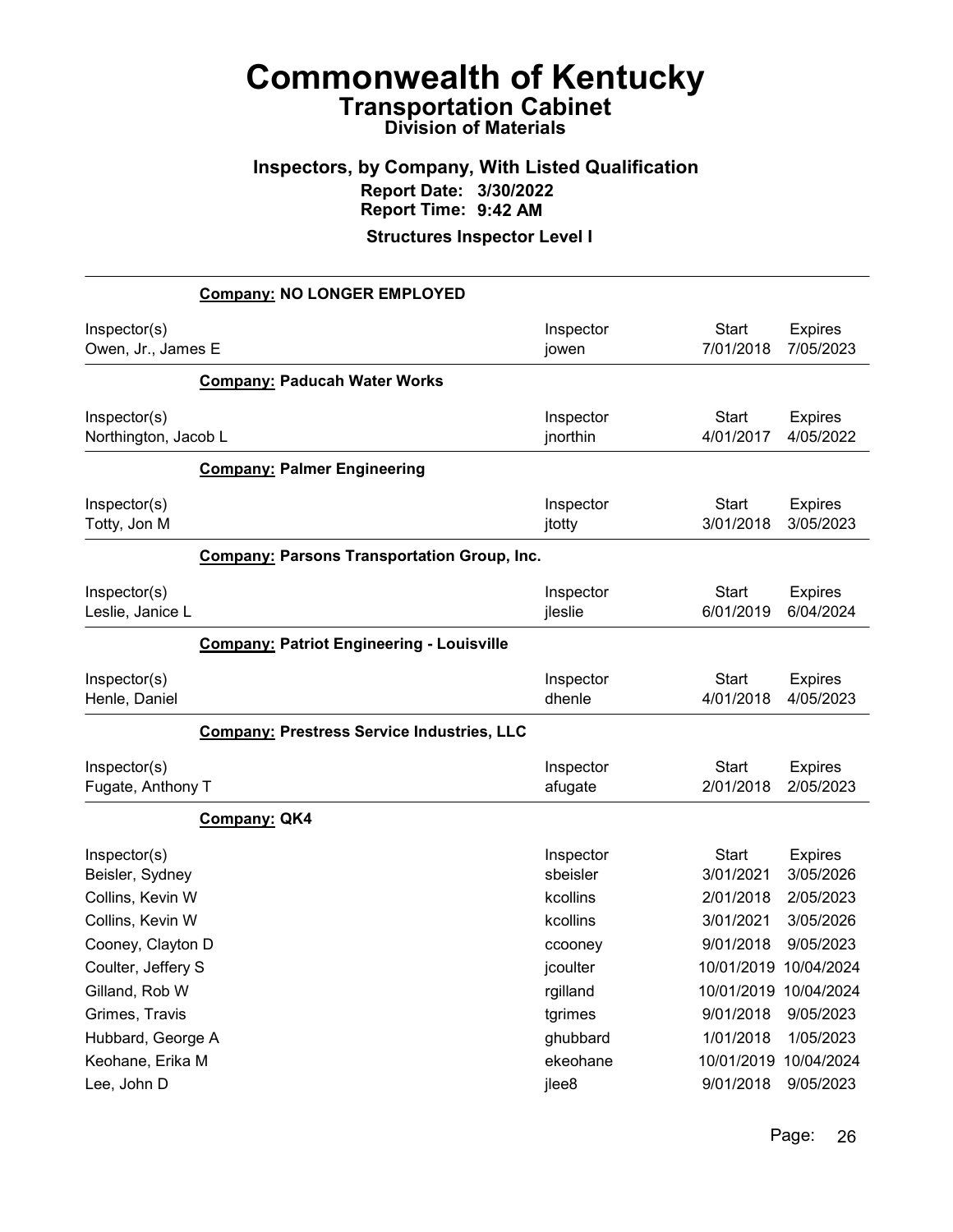# Commonwealth of Kentucky
## Transportation Cabinet
### Division of Materials

### Inspectors, by Company, With Listed Qualification
**Report Date: 3/30/2022**
**Report Time: 9:42 AM**

**Structures Inspector Level I**

**Company: NO LONGER EMPLOYED**

| Inspector(s) | Inspector | Start | Expires |
|---|---|---|---|
| Owen, Jr., James E | jowen | 7/01/2018 | 7/05/2023 |

**Company: Paducah Water Works**

| Inspector(s) | Inspector | Start | Expires |
|---|---|---|---|
| Northington, Jacob L | jnorthin | 4/01/2017 | 4/05/2022 |

**Company: Palmer Engineering**

| Inspector(s) | Inspector | Start | Expires |
|---|---|---|---|
| Totty, Jon M | jtotty | 3/01/2018 | 3/05/2023 |

**Company: Parsons Transportation Group, Inc.**

| Inspector(s) | Inspector | Start | Expires |
|---|---|---|---|
| Leslie, Janice L | jleslie | 6/01/2019 | 6/04/2024 |

**Company: Patriot Engineering - Louisville**

| Inspector(s) | Inspector | Start | Expires |
|---|---|---|---|
| Henle, Daniel | dhenle | 4/01/2018 | 4/05/2023 |

**Company: Prestress Service Industries, LLC**

| Inspector(s) | Inspector | Start | Expires |
|---|---|---|---|
| Fugate, Anthony T | afugate | 2/01/2018 | 2/05/2023 |

**Company: QK4**

| Inspector(s) | Inspector | Start | Expires |
|---|---|---|---|
| Beisler, Sydney | sbeisler | 3/01/2021 | 3/05/2026 |
| Collins, Kevin W | kcollins | 2/01/2018 | 2/05/2023 |
| Collins, Kevin W | kcollins | 3/01/2021 | 3/05/2026 |
| Cooney, Clayton D | ccooney | 9/01/2018 | 9/05/2023 |
| Coulter, Jeffery S | jcoulter | 10/01/2019 | 10/04/2024 |
| Gilland, Rob W | rgilland | 10/01/2019 | 10/04/2024 |
| Grimes, Travis | tgrimes | 9/01/2018 | 9/05/2023 |
| Hubbard, George A | ghubbard | 1/01/2018 | 1/05/2023 |
| Keohane, Erika M | ekeohane | 10/01/2019 | 10/04/2024 |
| Lee, John D | jlee8 | 9/01/2018 | 9/05/2023 |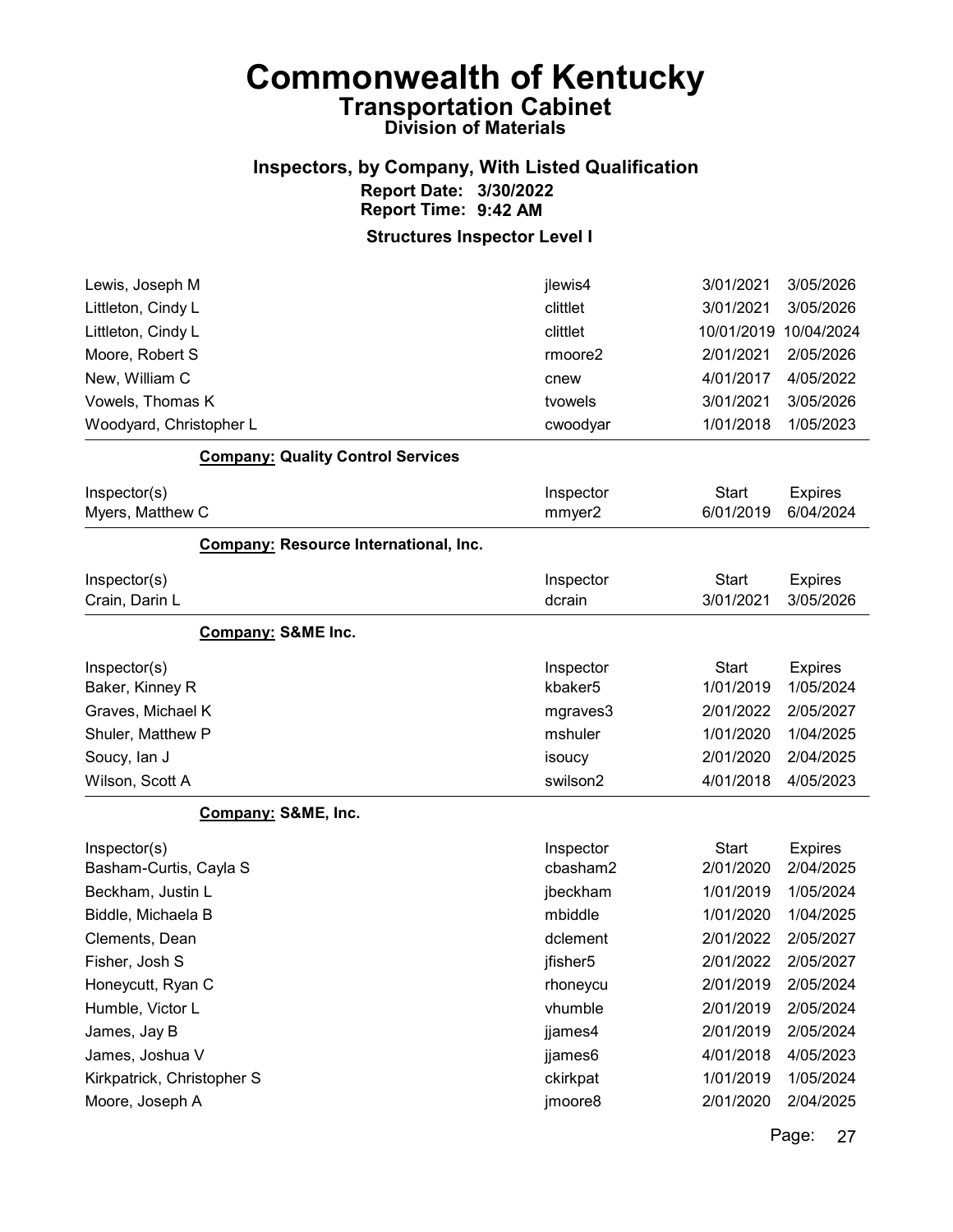# Commonwealth of Kentucky
## Transportation Cabinet
### Division of Materials

### Inspectors, by Company, With Listed Qualification
**Report Date: 3/30/2022**
**Report Time: 9:42 AM**

**Structures Inspector Level I**

| | | | |
|---|---|---|---|
| Lewis, Joseph M | jlewis4 | 3/01/2021 | 3/05/2026 |
| Littleton, Cindy L | clittlet | 3/01/2021 | 3/05/2026 |
| Littleton, Cindy L | clittlet | 10/01/2019 | 10/04/2024 |
| Moore, Robert S | rmoore2 | 2/01/2021 | 2/05/2026 |
| New, William C | cnew | 4/01/2017 | 4/05/2022 |
| Vowels, Thomas K | tvowels | 3/01/2021 | 3/05/2026 |
| Woodyard, Christopher L | cwoodyar | 1/01/2018 | 1/05/2023 |

**Company: Quality Control Services**

| Inspector(s) | Inspector | Start | Expires |
|---|---|---|---|
| Myers, Matthew C | mmyer2 | 6/01/2019 | 6/04/2024 |

**Company: Resource International, Inc.**

| Inspector(s) | Inspector | Start | Expires |
|---|---|---|---|
| Crain, Darin L | dcrain | 3/01/2021 | 3/05/2026 |

**Company: S&ME Inc.**

| Inspector(s) | Inspector | Start | Expires |
|---|---|---|---|
| Baker, Kinney R | kbaker5 | 1/01/2019 | 1/05/2024 |
| Graves, Michael K | mgraves3 | 2/01/2022 | 2/05/2027 |
| Shuler, Matthew P | mshuler | 1/01/2020 | 1/04/2025 |
| Soucy, Ian J | isoucy | 2/01/2020 | 2/04/2025 |
| Wilson, Scott A | swilson2 | 4/01/2018 | 4/05/2023 |

**Company: S&ME, Inc.**

| Inspector(s) | Inspector | Start | Expires |
|---|---|---|---|
| Basham-Curtis, Cayla S | cbasham2 | 2/01/2020 | 2/04/2025 |
| Beckham, Justin L | jbeckham | 1/01/2019 | 1/05/2024 |
| Biddle, Michaela B | mbiddle | 1/01/2020 | 1/04/2025 |
| Clements, Dean | dclement | 2/01/2022 | 2/05/2027 |
| Fisher, Josh S | jfisher5 | 2/01/2022 | 2/05/2027 |
| Honeycutt, Ryan C | rhoneycu | 2/01/2019 | 2/05/2024 |
| Humble, Victor L | vhumble | 2/01/2019 | 2/05/2024 |
| James, Jay B | jjames4 | 2/01/2019 | 2/05/2024 |
| James, Joshua V | jjames6 | 4/01/2018 | 4/05/2023 |
| Kirkpatrick, Christopher S | ckirkpat | 1/01/2019 | 1/05/2024 |
| Moore, Joseph A | jmoore8 | 2/01/2020 | 2/04/2025 |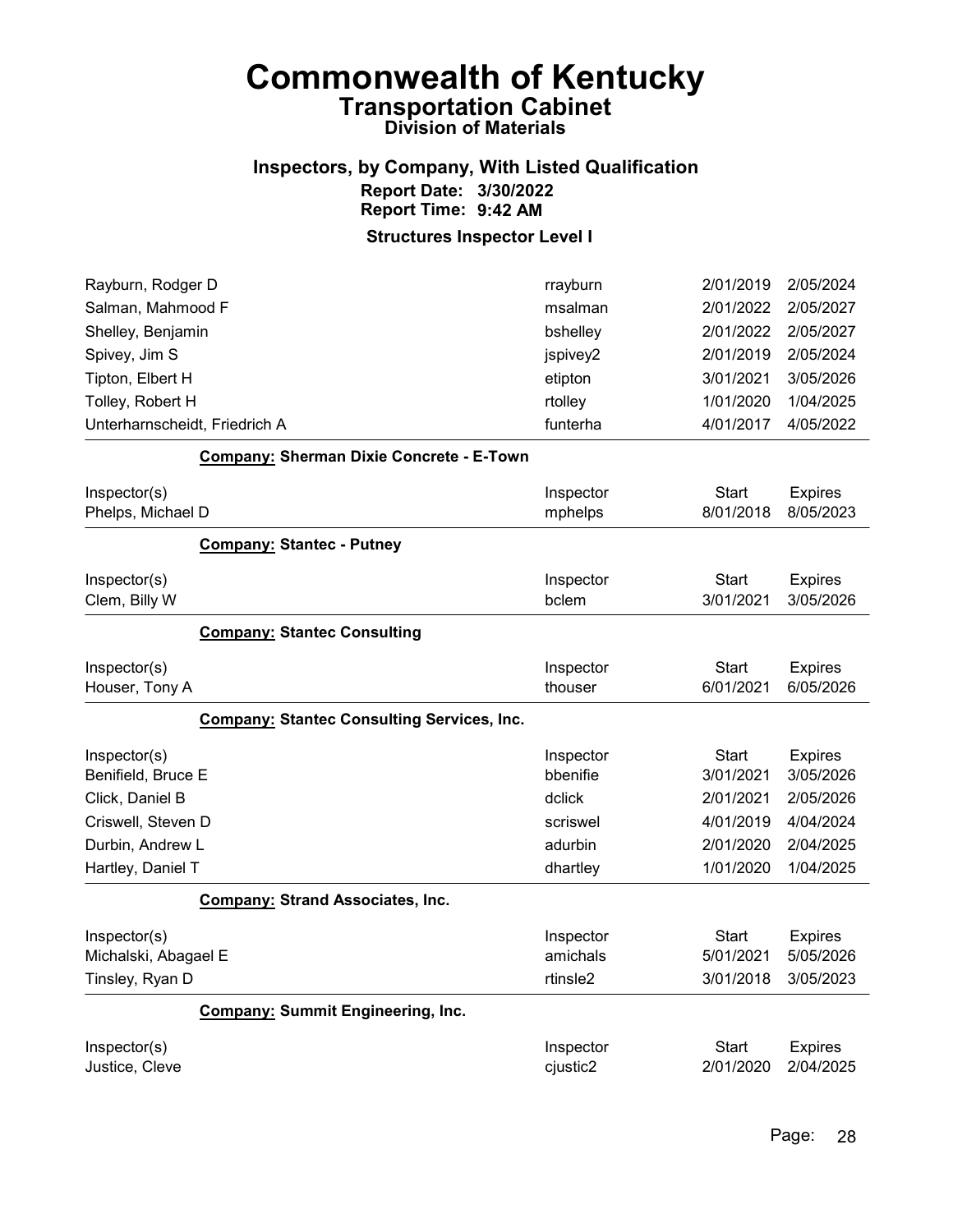# Commonwealth of Kentucky
## Transportation Cabinet
### Division of Materials

### Inspectors, by Company, With Listed Qualification

**Report Date: 3/30/2022**
**Report Time: 9:42 AM**

**Structures Inspector Level I**

| Inspector(s) | Inspector | Start | Expires |
|---|---|---|---|
| Rayburn, Rodger D | rrayburn | 2/01/2019 | 2/05/2024 |
| Salman, Mahmood F | msalman | 2/01/2022 | 2/05/2027 |
| Shelley, Benjamin | bshelley | 2/01/2022 | 2/05/2027 |
| Spivey, Jim S | jspivey2 | 2/01/2019 | 2/05/2024 |
| Tipton, Elbert H | etipton | 3/01/2021 | 3/05/2026 |
| Tolley, Robert H | rtolley | 1/01/2020 | 1/04/2025 |
| Unterharnscheidt, Friedrich A | funterha | 4/01/2017 | 4/05/2022 |

**Company: Sherman Dixie Concrete - E-Town**

| Inspector(s) | Inspector | Start | Expires |
|---|---|---|---|
| Phelps, Michael D | mphelps | 8/01/2018 | 8/05/2023 |

**Company: Stantec - Putney**

| Inspector(s) | Inspector | Start | Expires |
|---|---|---|---|
| Clem, Billy W | bclem | 3/01/2021 | 3/05/2026 |

**Company: Stantec Consulting**

| Inspector(s) | Inspector | Start | Expires |
|---|---|---|---|
| Houser, Tony A | thouser | 6/01/2021 | 6/05/2026 |

**Company: Stantec Consulting Services, Inc.**

| Inspector(s) | Inspector | Start | Expires |
|---|---|---|---|
| Benifield, Bruce E | bbenifie | 3/01/2021 | 3/05/2026 |
| Click, Daniel B | dclick | 2/01/2021 | 2/05/2026 |
| Criswell, Steven D | scriswel | 4/01/2019 | 4/04/2024 |
| Durbin, Andrew L | adurbin | 2/01/2020 | 2/04/2025 |
| Hartley, Daniel T | dhartley | 1/01/2020 | 1/04/2025 |

**Company: Strand Associates, Inc.**

| Inspector(s) | Inspector | Start | Expires |
|---|---|---|---|
| Michalski, Abagael E | amichals | 5/01/2021 | 5/05/2026 |
| Tinsley, Ryan D | rtinsle2 | 3/01/2018 | 3/05/2023 |

**Company: Summit Engineering, Inc.**

| Inspector(s) | Inspector | Start | Expires |
|---|---|---|---|
| Justice, Cleve | cjustic2 | 2/01/2020 | 2/04/2025 |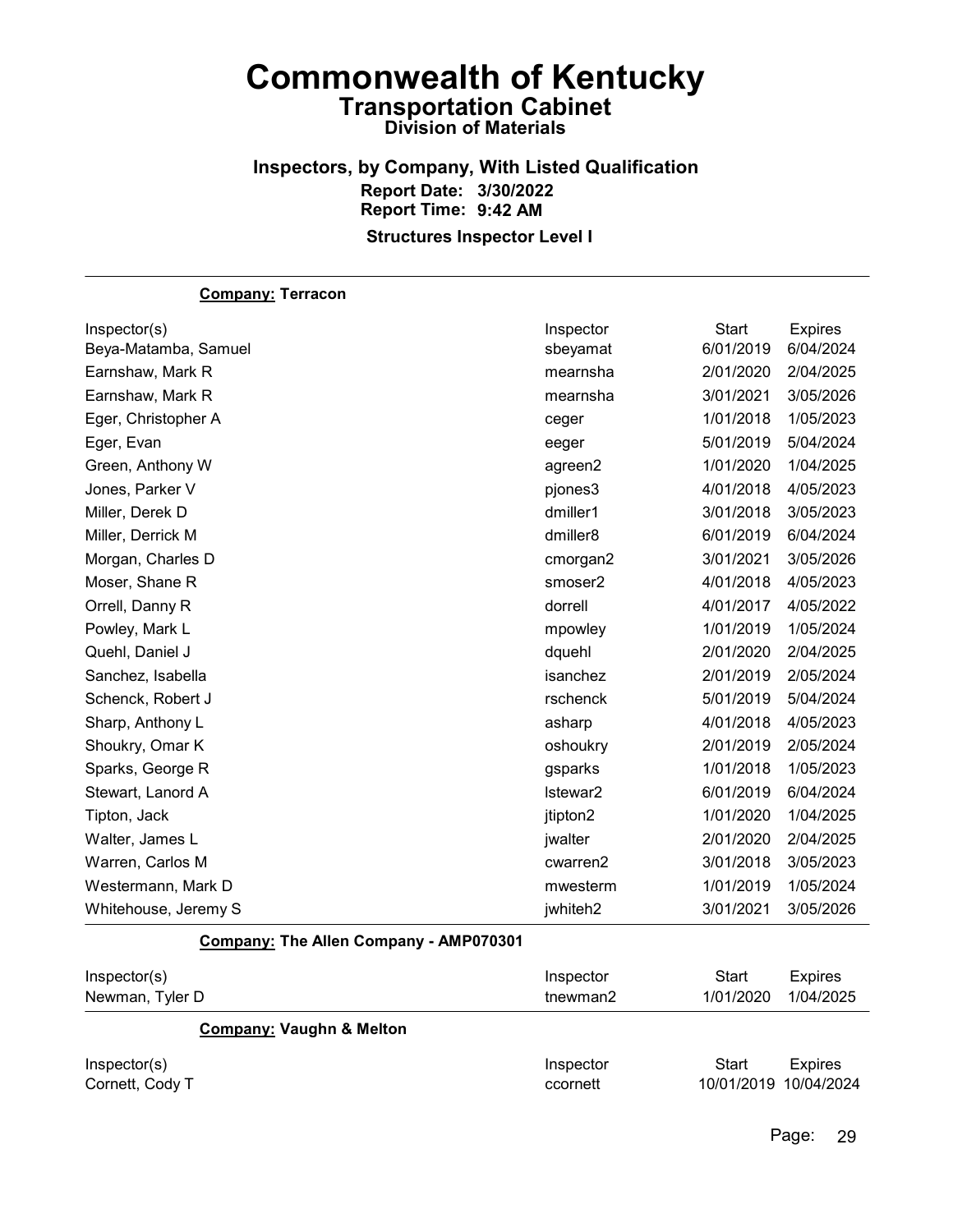# Commonwealth of Kentucky

## Transportation Cabinet

### Division of Materials

### Inspectors, by Company, With Listed Qualification

**Report Date: 3/30/2022**
**Report Time: 9:42 AM**

**Structures Inspector Level I**

**Company: Terracon**

| Inspector(s) | Inspector | Start | Expires |
|---|---|---|---|
| Beya-Matamba, Samuel | sbeyamat | 6/01/2019 | 6/04/2024 |
| Earnshaw, Mark R | mearnsha | 2/01/2020 | 2/04/2025 |
| Earnshaw, Mark R | mearnsha | 3/01/2021 | 3/05/2026 |
| Eger, Christopher A | ceger | 1/01/2018 | 1/05/2023 |
| Eger, Evan | eeger | 5/01/2019 | 5/04/2024 |
| Green, Anthony W | agreen2 | 1/01/2020 | 1/04/2025 |
| Jones, Parker V | pjones3 | 4/01/2018 | 4/05/2023 |
| Miller, Derek D | dmiller1 | 3/01/2018 | 3/05/2023 |
| Miller, Derrick M | dmiller8 | 6/01/2019 | 6/04/2024 |
| Morgan, Charles D | cmorgan2 | 3/01/2021 | 3/05/2026 |
| Moser, Shane R | smoser2 | 4/01/2018 | 4/05/2023 |
| Orrell, Danny R | dorrell | 4/01/2017 | 4/05/2022 |
| Powley, Mark L | mpowley | 1/01/2019 | 1/05/2024 |
| Quehl, Daniel J | dquehl | 2/01/2020 | 2/04/2025 |
| Sanchez, Isabella | isanchez | 2/01/2019 | 2/05/2024 |
| Schenck, Robert J | rschenck | 5/01/2019 | 5/04/2024 |
| Sharp, Anthony L | asharp | 4/01/2018 | 4/05/2023 |
| Shoukry, Omar K | oshoukry | 2/01/2019 | 2/05/2024 |
| Sparks, George R | gsparks | 1/01/2018 | 1/05/2023 |
| Stewart, Lanord A | lstewar2 | 6/01/2019 | 6/04/2024 |
| Tipton, Jack | jtipton2 | 1/01/2020 | 1/04/2025 |
| Walter, James L | jwalter | 2/01/2020 | 2/04/2025 |
| Warren, Carlos M | cwarren2 | 3/01/2018 | 3/05/2023 |
| Westermann, Mark D | mwesterm | 1/01/2019 | 1/05/2024 |
| Whitehouse, Jeremy S | jwhiteh2 | 3/01/2021 | 3/05/2026 |

**Company: The Allen Company - AMP070301**

| Inspector(s) | Inspector | Start | Expires |
|---|---|---|---|
| Newman, Tyler D | tnewman2 | 1/01/2020 | 1/04/2025 |

**Company: Vaughn & Melton**

| Inspector(s) | Inspector | Start | Expires |
|---|---|---|---|
| Cornett, Cody T | ccornett | 10/01/2019 | 10/04/2024 |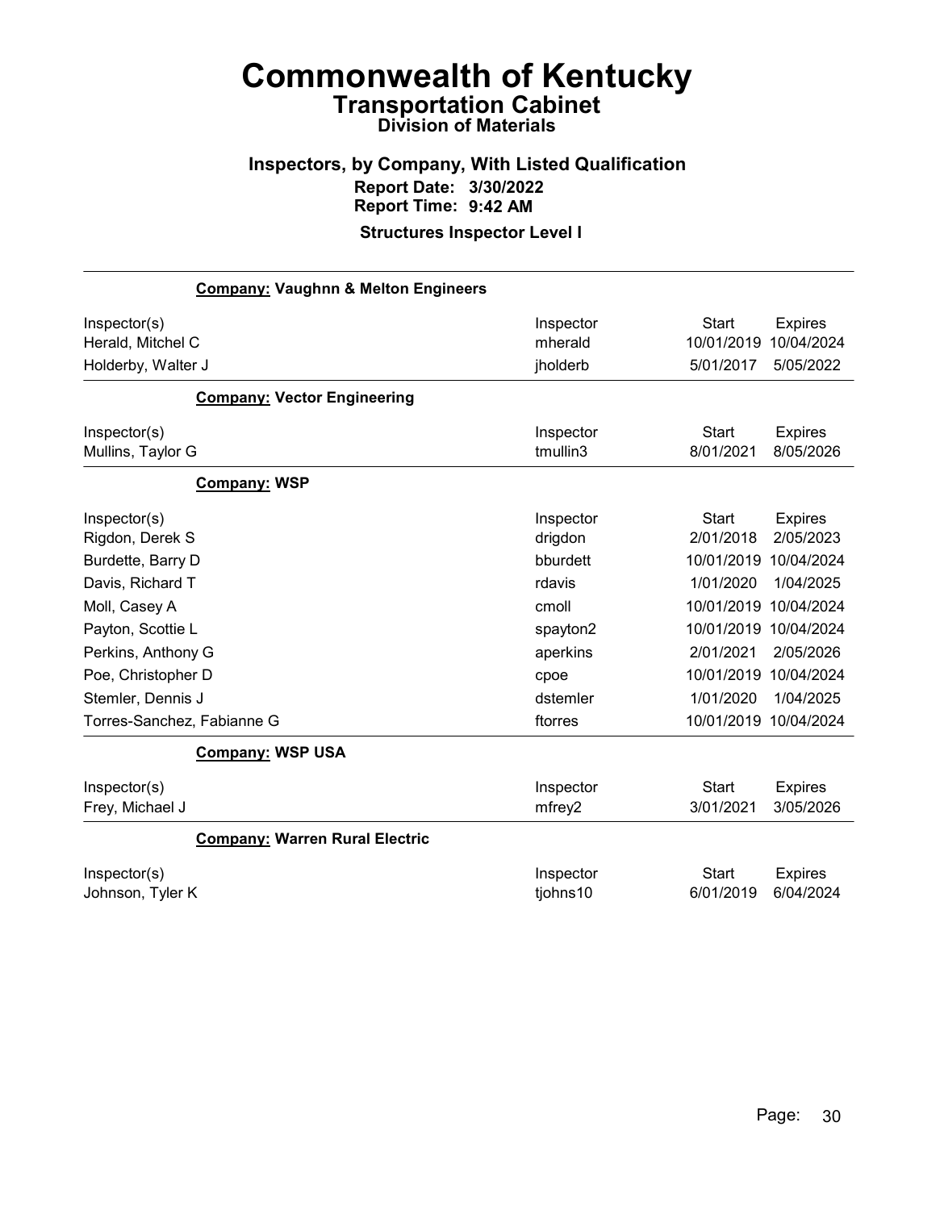# Commonwealth of Kentucky

## Transportation Cabinet

### Division of Materials

### Inspectors, by Company, With Listed Qualification

**Report Date: 3/30/2022**
**Report Time: 9:42 AM**

**Structures Inspector Level I**

**Company: Vaughnn & Melton Engineers**

| Inspector(s) | Inspector | Start | Expires |
|---|---|---|---|
| Herald, Mitchel C | mherald | 10/01/2019 | 10/04/2024 |
| Holderby, Walter J | jholderb | 5/01/2017 | 5/05/2022 |

**Company: Vector Engineering**

| Inspector(s) | Inspector | Start | Expires |
|---|---|---|---|
| Mullins, Taylor G | tmullin3 | 8/01/2021 | 8/05/2026 |

**Company: WSP**

| Inspector(s) | Inspector | Start | Expires |
|---|---|---|---|
| Rigdon, Derek S | drigdon | 2/01/2018 | 2/05/2023 |
| Burdette, Barry D | bburdett | 10/01/2019 | 10/04/2024 |
| Davis, Richard T | rdavis | 1/01/2020 | 1/04/2025 |
| Moll, Casey A | cmoll | 10/01/2019 | 10/04/2024 |
| Payton, Scottie L | spayton2 | 10/01/2019 | 10/04/2024 |
| Perkins, Anthony G | aperkins | 2/01/2021 | 2/05/2026 |
| Poe, Christopher D | cpoe | 10/01/2019 | 10/04/2024 |
| Stemler, Dennis J | dstemler | 1/01/2020 | 1/04/2025 |
| Torres-Sanchez, Fabianne G | ftorres | 10/01/2019 | 10/04/2024 |

**Company: WSP USA**

| Inspector(s) | Inspector | Start | Expires |
|---|---|---|---|
| Frey, Michael J | mfrey2 | 3/01/2021 | 3/05/2026 |

**Company: Warren Rural Electric**

| Inspector(s) | Inspector | Start | Expires |
|---|---|---|---|
| Johnson, Tyler K | tjohns10 | 6/01/2019 | 6/04/2024 |